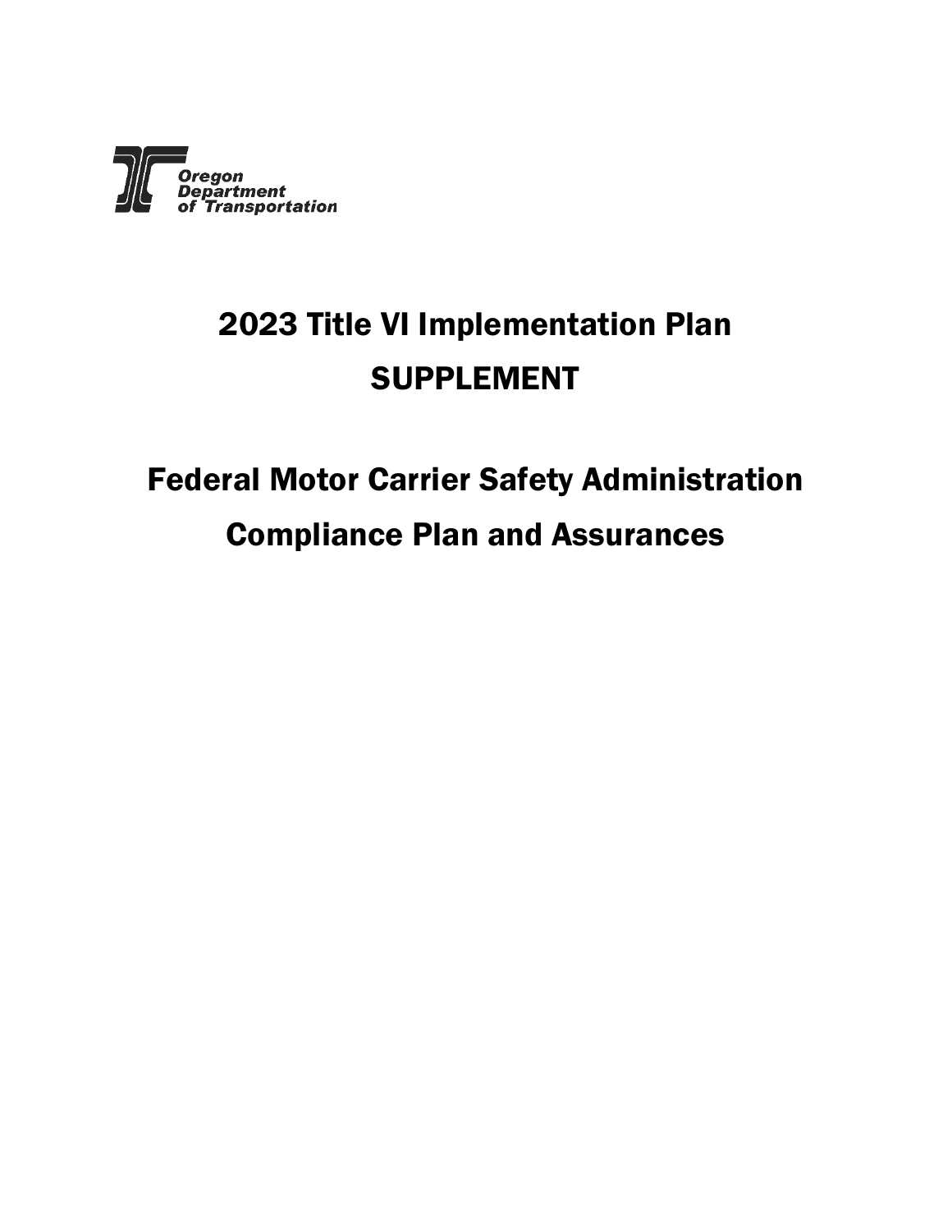Oregon
Department
of Transportation

# 2023 Title VI Implementation Plan
# SUPPLEMENT

# Federal Motor Carrier Safety Administration
# Compliance Plan and Assurances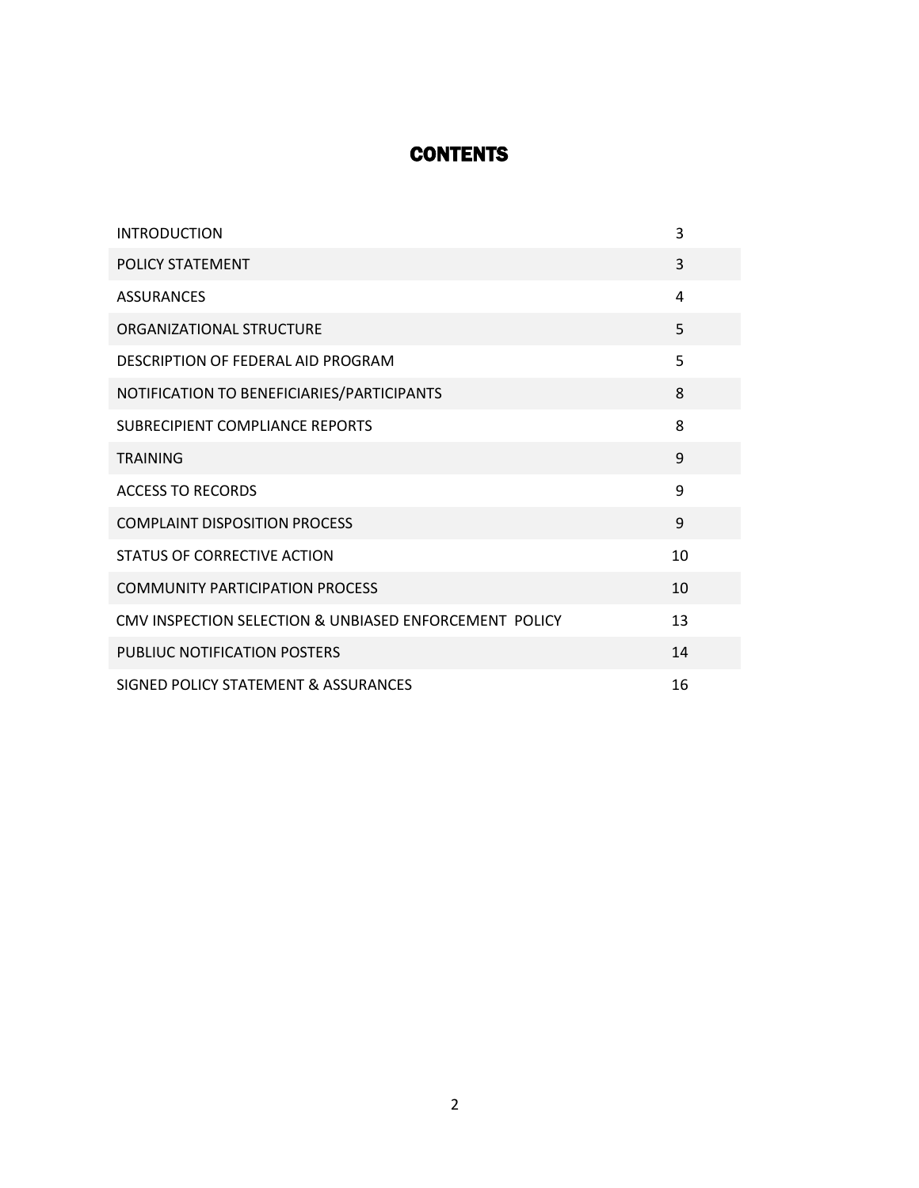# CONTENTS

| | |
|---|---|
| INTRODUCTION | 3 |
| POLICY STATEMENT | 3 |
| ASSURANCES | 4 |
| ORGANIZATIONAL STRUCTURE | 5 |
| DESCRIPTION OF FEDERAL AID PROGRAM | 5 |
| NOTIFICATION TO BENEFICIARIES/PARTICIPANTS | 8 |
| SUBRECIPIENT COMPLIANCE REPORTS | 8 |
| TRAINING | 9 |
| ACCESS TO RECORDS | 9 |
| COMPLAINT DISPOSITION PROCESS | 9 |
| STATUS OF CORRECTIVE ACTION | 10 |
| COMMUNITY PARTICIPATION PROCESS | 10 |
| CMV INSPECTION SELECTION & UNBIASED ENFORCEMENT POLICY | 13 |
| PUBLIUC NOTIFICATION POSTERS | 14 |
| SIGNED POLICY STATEMENT & ASSURANCES | 16 |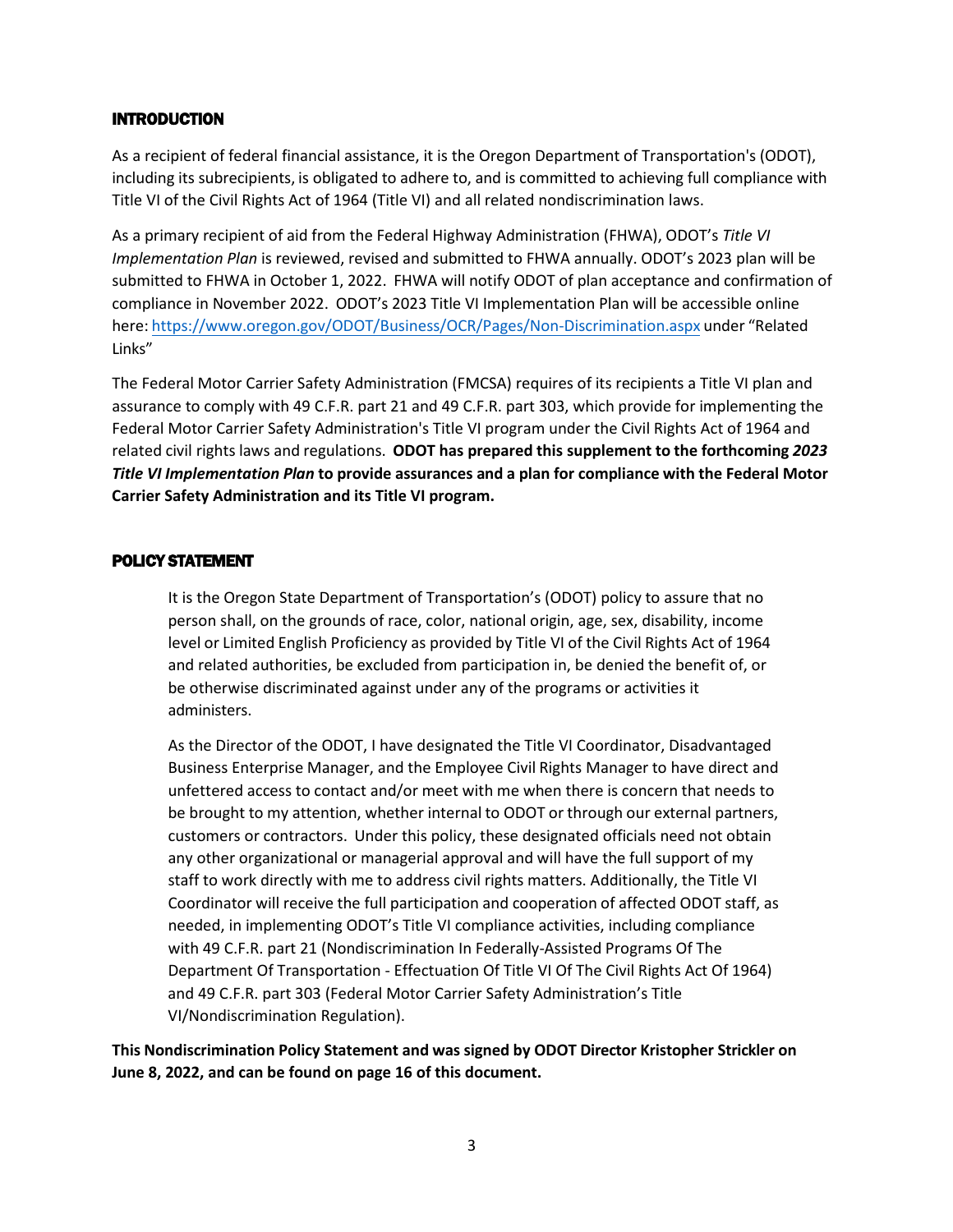## INTRODUCTION

As a recipient of federal financial assistance, it is the Oregon Department of Transportation's (ODOT), including its subrecipients, is obligated to adhere to, and is committed to achieving full compliance with Title VI of the Civil Rights Act of 1964 (Title VI) and all related nondiscrimination laws.

As a primary recipient of aid from the Federal Highway Administration (FHWA), ODOT's *Title VI Implementation Plan* is reviewed, revised and submitted to FHWA annually. ODOT's 2023 plan will be submitted to FHWA in October 1, 2022. FHWA will notify ODOT of plan acceptance and confirmation of compliance in November 2022. ODOT's 2023 Title VI Implementation Plan will be accessible online here: https://www.oregon.gov/ODOT/Business/OCR/Pages/Non-Discrimination.aspx under "Related Links"

The Federal Motor Carrier Safety Administration (FMCSA) requires of its recipients a Title VI plan and assurance to comply with 49 C.F.R. part 21 and 49 C.F.R. part 303, which provide for implementing the Federal Motor Carrier Safety Administration's Title VI program under the Civil Rights Act of 1964 and related civil rights laws and regulations. **ODOT has prepared this supplement to the forthcoming *2023 Title VI Implementation Plan* to provide assurances and a plan for compliance with the Federal Motor Carrier Safety Administration and its Title VI program.**

## POLICY STATEMENT

> It is the Oregon State Department of Transportation's (ODOT) policy to assure that no person shall, on the grounds of race, color, national origin, age, sex, disability, income level or Limited English Proficiency as provided by Title VI of the Civil Rights Act of 1964 and related authorities, be excluded from participation in, be denied the benefit of, or be otherwise discriminated against under any of the programs or activities it administers.
>
> As the Director of the ODOT, I have designated the Title VI Coordinator, Disadvantaged Business Enterprise Manager, and the Employee Civil Rights Manager to have direct and unfettered access to contact and/or meet with me when there is concern that needs to be brought to my attention, whether internal to ODOT or through our external partners, customers or contractors. Under this policy, these designated officials need not obtain any other organizational or managerial approval and will have the full support of my staff to work directly with me to address civil rights matters. Additionally, the Title VI Coordinator will receive the full participation and cooperation of affected ODOT staff, as needed, in implementing ODOT's Title VI compliance activities, including compliance with 49 C.F.R. part 21 (Nondiscrimination In Federally-Assisted Programs Of The Department Of Transportation - Effectuation Of Title VI Of The Civil Rights Act Of 1964) and 49 C.F.R. part 303 (Federal Motor Carrier Safety Administration's Title VI/Nondiscrimination Regulation).

**This Nondiscrimination Policy Statement and was signed by ODOT Director Kristopher Strickler on June 8, 2022, and can be found on page 16 of this document.**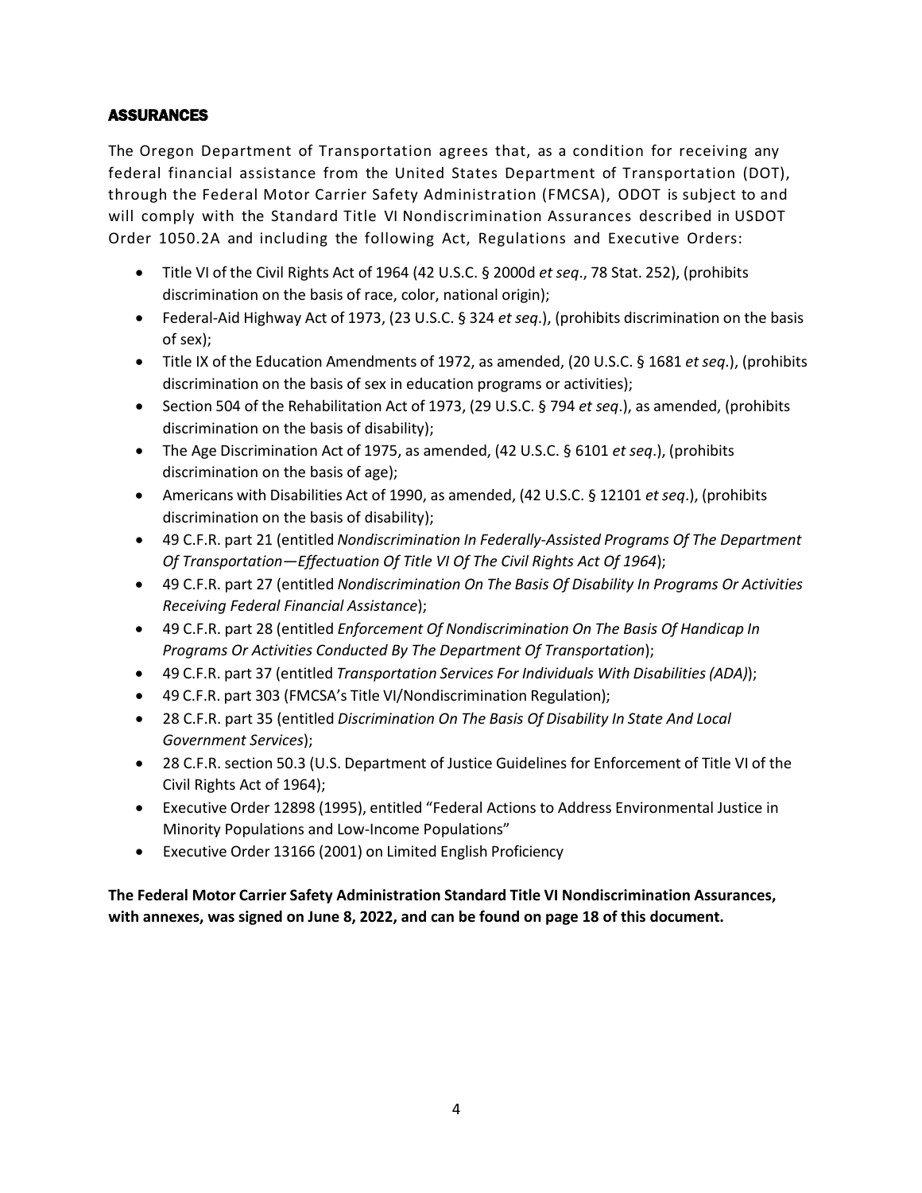## ASSURANCES

The Oregon Department of Transportation agrees that, as a condition for receiving any federal financial assistance from the United States Department of Transportation (DOT), through the Federal Motor Carrier Safety Administration (FMCSA), ODOT is subject to and will comply with the Standard Title VI Nondiscrimination Assurances described in USDOT Order 1050.2A and including the following Act, Regulations and Executive Orders:

- Title VI of the Civil Rights Act of 1964 (42 U.S.C. § 2000d *et seq*., 78 Stat. 252), (prohibits discrimination on the basis of race, color, national origin);
- Federal-Aid Highway Act of 1973, (23 U.S.C. § 324 *et seq*.), (prohibits discrimination on the basis of sex);
- Title IX of the Education Amendments of 1972, as amended, (20 U.S.C. § 1681 *et seq*.), (prohibits discrimination on the basis of sex in education programs or activities);
- Section 504 of the Rehabilitation Act of 1973, (29 U.S.C. § 794 *et seq*.), as amended, (prohibits discrimination on the basis of disability);
- The Age Discrimination Act of 1975, as amended, (42 U.S.C. § 6101 *et seq*.), (prohibits discrimination on the basis of age);
- Americans with Disabilities Act of 1990, as amended, (42 U.S.C. § 12101 *et seq*.), (prohibits discrimination on the basis of disability);
- 49 C.F.R. part 21 (entitled *Nondiscrimination In Federally-Assisted Programs Of The Department Of Transportation—Effectuation Of Title VI Of The Civil Rights Act Of 1964*);
- 49 C.F.R. part 27 (entitled *Nondiscrimination On The Basis Of Disability In Programs Or Activities Receiving Federal Financial Assistance*);
- 49 C.F.R. part 28 (entitled *Enforcement Of Nondiscrimination On The Basis Of Handicap In Programs Or Activities Conducted By The Department Of Transportation*);
- 49 C.F.R. part 37 (entitled *Transportation Services For Individuals With Disabilities (ADA)*);
- 49 C.F.R. part 303 (FMCSA's Title VI/Nondiscrimination Regulation);
- 28 C.F.R. part 35 (entitled *Discrimination On The Basis Of Disability In State And Local Government Services*);
- 28 C.F.R. section 50.3 (U.S. Department of Justice Guidelines for Enforcement of Title VI of the Civil Rights Act of 1964);
- Executive Order 12898 (1995), entitled "Federal Actions to Address Environmental Justice in Minority Populations and Low-Income Populations"
- Executive Order 13166 (2001) on Limited English Proficiency

**The Federal Motor Carrier Safety Administration Standard Title VI Nondiscrimination Assurances, with annexes, was signed on June 8, 2022, and can be found on page 18 of this document.**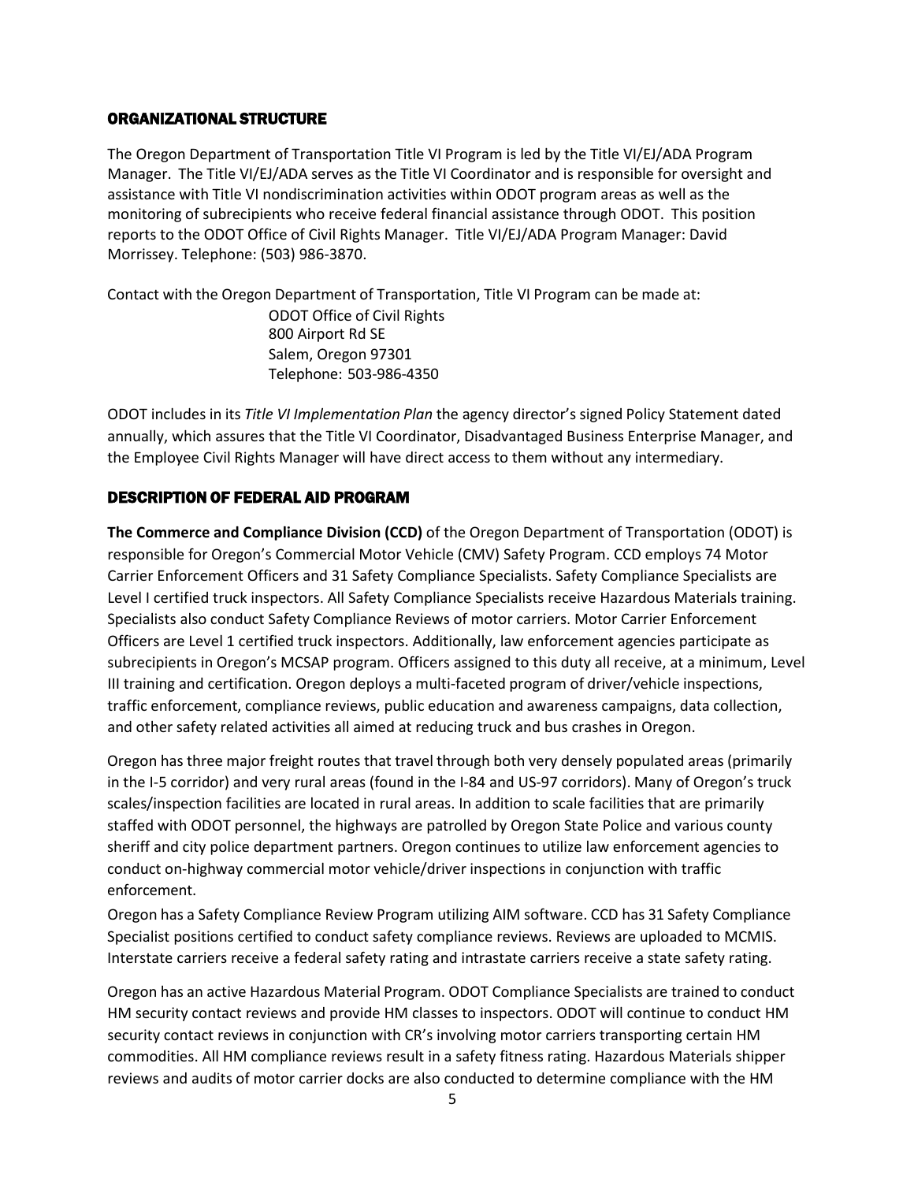## ORGANIZATIONAL STRUCTURE

The Oregon Department of Transportation Title VI Program is led by the Title VI/EJ/ADA Program Manager. The Title VI/EJ/ADA serves as the Title VI Coordinator and is responsible for oversight and assistance with Title VI nondiscrimination activities within ODOT program areas as well as the monitoring of subrecipients who receive federal financial assistance through ODOT. This position reports to the ODOT Office of Civil Rights Manager. Title VI/EJ/ADA Program Manager: David Morrissey. Telephone: (503) 986-3870.

Contact with the Oregon Department of Transportation, Title VI Program can be made at:

ODOT Office of Civil Rights
800 Airport Rd SE
Salem, Oregon 97301
Telephone: 503-986-4350

ODOT includes in its *Title VI Implementation Plan* the agency director's signed Policy Statement dated annually, which assures that the Title VI Coordinator, Disadvantaged Business Enterprise Manager, and the Employee Civil Rights Manager will have direct access to them without any intermediary.

## DESCRIPTION OF FEDERAL AID PROGRAM

**The Commerce and Compliance Division (CCD)** of the Oregon Department of Transportation (ODOT) is responsible for Oregon's Commercial Motor Vehicle (CMV) Safety Program. CCD employs 74 Motor Carrier Enforcement Officers and 31 Safety Compliance Specialists. Safety Compliance Specialists are Level I certified truck inspectors. All Safety Compliance Specialists receive Hazardous Materials training. Specialists also conduct Safety Compliance Reviews of motor carriers. Motor Carrier Enforcement Officers are Level 1 certified truck inspectors. Additionally, law enforcement agencies participate as subrecipients in Oregon's MCSAP program. Officers assigned to this duty all receive, at a minimum, Level III training and certification. Oregon deploys a multi-faceted program of driver/vehicle inspections, traffic enforcement, compliance reviews, public education and awareness campaigns, data collection, and other safety related activities all aimed at reducing truck and bus crashes in Oregon.

Oregon has three major freight routes that travel through both very densely populated areas (primarily in the I-5 corridor) and very rural areas (found in the I-84 and US-97 corridors). Many of Oregon's truck scales/inspection facilities are located in rural areas. In addition to scale facilities that are primarily staffed with ODOT personnel, the highways are patrolled by Oregon State Police and various county sheriff and city police department partners. Oregon continues to utilize law enforcement agencies to conduct on-highway commercial motor vehicle/driver inspections in conjunction with traffic enforcement.

Oregon has a Safety Compliance Review Program utilizing AIM software. CCD has 31 Safety Compliance Specialist positions certified to conduct safety compliance reviews. Reviews are uploaded to MCMIS. Interstate carriers receive a federal safety rating and intrastate carriers receive a state safety rating.

Oregon has an active Hazardous Material Program. ODOT Compliance Specialists are trained to conduct HM security contact reviews and provide HM classes to inspectors. ODOT will continue to conduct HM security contact reviews in conjunction with CR's involving motor carriers transporting certain HM commodities. All HM compliance reviews result in a safety fitness rating. Hazardous Materials shipper reviews and audits of motor carrier docks are also conducted to determine compliance with the HM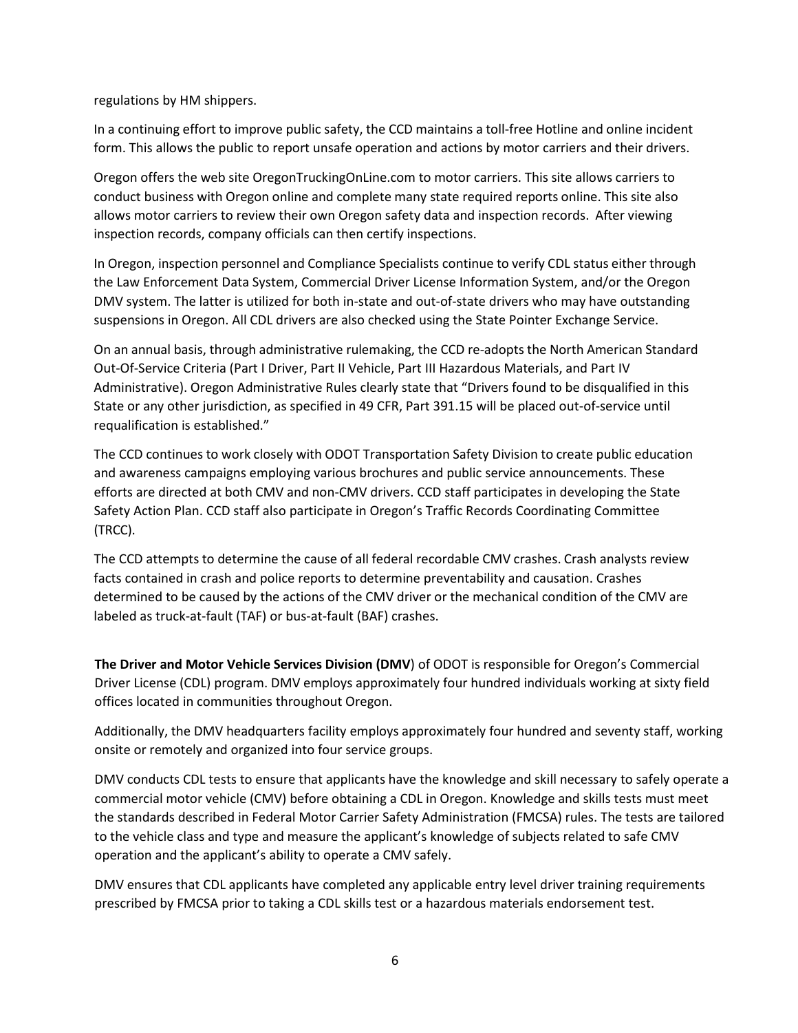regulations by HM shippers.

In a continuing effort to improve public safety, the CCD maintains a toll-free Hotline and online incident form. This allows the public to report unsafe operation and actions by motor carriers and their drivers.

Oregon offers the web site OregonTruckingOnLine.com to motor carriers. This site allows carriers to conduct business with Oregon online and complete many state required reports online. This site also allows motor carriers to review their own Oregon safety data and inspection records. After viewing inspection records, company officials can then certify inspections.

In Oregon, inspection personnel and Compliance Specialists continue to verify CDL status either through the Law Enforcement Data System, Commercial Driver License Information System, and/or the Oregon DMV system. The latter is utilized for both in-state and out-of-state drivers who may have outstanding suspensions in Oregon. All CDL drivers are also checked using the State Pointer Exchange Service.

On an annual basis, through administrative rulemaking, the CCD re-adopts the North American Standard Out-Of-Service Criteria (Part I Driver, Part II Vehicle, Part III Hazardous Materials, and Part IV Administrative). Oregon Administrative Rules clearly state that "Drivers found to be disqualified in this State or any other jurisdiction, as specified in 49 CFR, Part 391.15 will be placed out-of-service until requalification is established."

The CCD continues to work closely with ODOT Transportation Safety Division to create public education and awareness campaigns employing various brochures and public service announcements. These efforts are directed at both CMV and non-CMV drivers. CCD staff participates in developing the State Safety Action Plan. CCD staff also participate in Oregon's Traffic Records Coordinating Committee (TRCC).

The CCD attempts to determine the cause of all federal recordable CMV crashes. Crash analysts review facts contained in crash and police reports to determine preventability and causation. Crashes determined to be caused by the actions of the CMV driver or the mechanical condition of the CMV are labeled as truck-at-fault (TAF) or bus-at-fault (BAF) crashes.

**The Driver and Motor Vehicle Services Division (DMV**) of ODOT is responsible for Oregon's Commercial Driver License (CDL) program. DMV employs approximately four hundred individuals working at sixty field offices located in communities throughout Oregon.

Additionally, the DMV headquarters facility employs approximately four hundred and seventy staff, working onsite or remotely and organized into four service groups.

DMV conducts CDL tests to ensure that applicants have the knowledge and skill necessary to safely operate a commercial motor vehicle (CMV) before obtaining a CDL in Oregon. Knowledge and skills tests must meet the standards described in Federal Motor Carrier Safety Administration (FMCSA) rules. The tests are tailored to the vehicle class and type and measure the applicant's knowledge of subjects related to safe CMV operation and the applicant's ability to operate a CMV safely.

DMV ensures that CDL applicants have completed any applicable entry level driver training requirements prescribed by FMCSA prior to taking a CDL skills test or a hazardous materials endorsement test.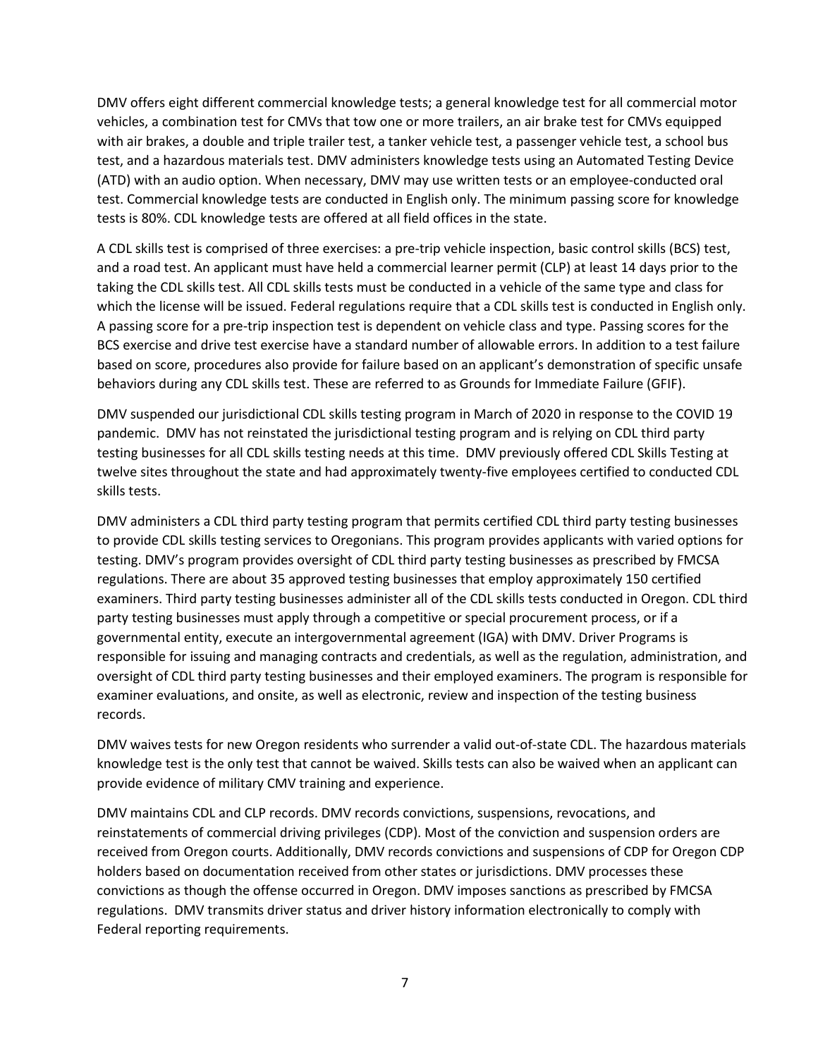DMV offers eight different commercial knowledge tests; a general knowledge test for all commercial motor vehicles, a combination test for CMVs that tow one or more trailers, an air brake test for CMVs equipped with air brakes, a double and triple trailer test, a tanker vehicle test, a passenger vehicle test, a school bus test, and a hazardous materials test. DMV administers knowledge tests using an Automated Testing Device (ATD) with an audio option. When necessary, DMV may use written tests or an employee-conducted oral test. Commercial knowledge tests are conducted in English only. The minimum passing score for knowledge tests is 80%. CDL knowledge tests are offered at all field offices in the state.

A CDL skills test is comprised of three exercises: a pre-trip vehicle inspection, basic control skills (BCS) test, and a road test. An applicant must have held a commercial learner permit (CLP) at least 14 days prior to the taking the CDL skills test. All CDL skills tests must be conducted in a vehicle of the same type and class for which the license will be issued. Federal regulations require that a CDL skills test is conducted in English only. A passing score for a pre-trip inspection test is dependent on vehicle class and type. Passing scores for the BCS exercise and drive test exercise have a standard number of allowable errors. In addition to a test failure based on score, procedures also provide for failure based on an applicant's demonstration of specific unsafe behaviors during any CDL skills test. These are referred to as Grounds for Immediate Failure (GFIF).

DMV suspended our jurisdictional CDL skills testing program in March of 2020 in response to the COVID 19 pandemic. DMV has not reinstated the jurisdictional testing program and is relying on CDL third party testing businesses for all CDL skills testing needs at this time. DMV previously offered CDL Skills Testing at twelve sites throughout the state and had approximately twenty-five employees certified to conducted CDL skills tests.

DMV administers a CDL third party testing program that permits certified CDL third party testing businesses to provide CDL skills testing services to Oregonians. This program provides applicants with varied options for testing. DMV's program provides oversight of CDL third party testing businesses as prescribed by FMCSA regulations. There are about 35 approved testing businesses that employ approximately 150 certified examiners. Third party testing businesses administer all of the CDL skills tests conducted in Oregon. CDL third party testing businesses must apply through a competitive or special procurement process, or if a governmental entity, execute an intergovernmental agreement (IGA) with DMV. Driver Programs is responsible for issuing and managing contracts and credentials, as well as the regulation, administration, and oversight of CDL third party testing businesses and their employed examiners. The program is responsible for examiner evaluations, and onsite, as well as electronic, review and inspection of the testing business records.

DMV waives tests for new Oregon residents who surrender a valid out-of-state CDL. The hazardous materials knowledge test is the only test that cannot be waived. Skills tests can also be waived when an applicant can provide evidence of military CMV training and experience.

DMV maintains CDL and CLP records. DMV records convictions, suspensions, revocations, and reinstatements of commercial driving privileges (CDP). Most of the conviction and suspension orders are received from Oregon courts. Additionally, DMV records convictions and suspensions of CDP for Oregon CDP holders based on documentation received from other states or jurisdictions. DMV processes these convictions as though the offense occurred in Oregon. DMV imposes sanctions as prescribed by FMCSA regulations. DMV transmits driver status and driver history information electronically to comply with Federal reporting requirements.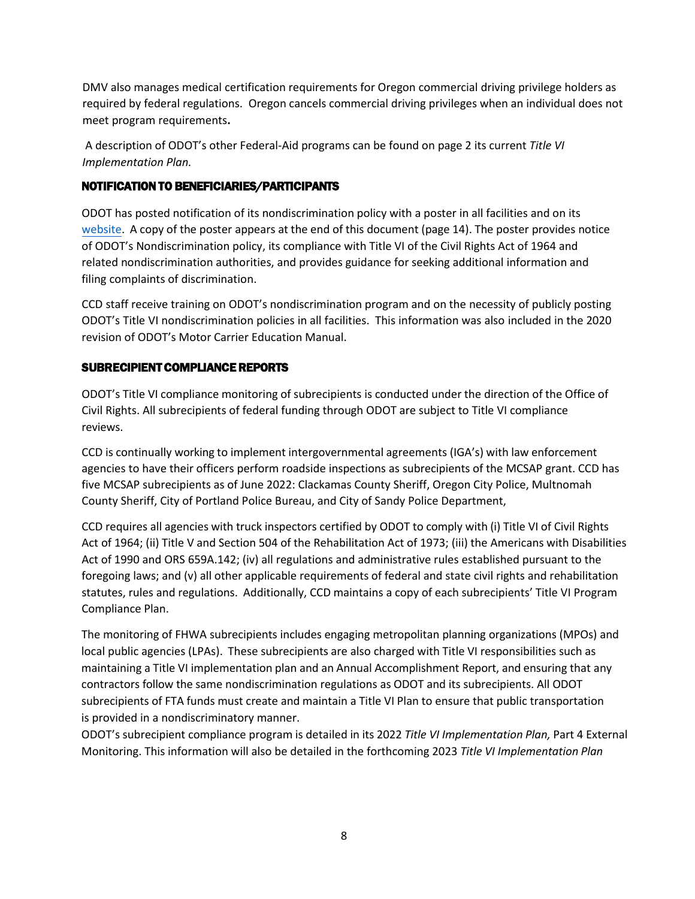DMV also manages medical certification requirements for Oregon commercial driving privilege holders as required by federal regulations. Oregon cancels commercial driving privileges when an individual does not meet program requirements**.**

A description of ODOT's other Federal-Aid programs can be found on page 2 its current *Title VI Implementation Plan.*

## NOTIFICATION TO BENEFICIARIES/PARTICIPANTS

ODOT has posted notification of its nondiscrimination policy with a poster in all facilities and on its website. A copy of the poster appears at the end of this document (page 14). The poster provides notice of ODOT's Nondiscrimination policy, its compliance with Title VI of the Civil Rights Act of 1964 and related nondiscrimination authorities, and provides guidance for seeking additional information and filing complaints of discrimination.

CCD staff receive training on ODOT's nondiscrimination program and on the necessity of publicly posting ODOT's Title VI nondiscrimination policies in all facilities. This information was also included in the 2020 revision of ODOT's Motor Carrier Education Manual.

## SUBRECIPIENT COMPLIANCE REPORTS

ODOT's Title VI compliance monitoring of subrecipients is conducted under the direction of the Office of Civil Rights. All subrecipients of federal funding through ODOT are subject to Title VI compliance reviews.

CCD is continually working to implement intergovernmental agreements (IGA's) with law enforcement agencies to have their officers perform roadside inspections as subrecipients of the MCSAP grant. CCD has five MCSAP subrecipients as of June 2022: Clackamas County Sheriff, Oregon City Police, Multnomah County Sheriff, City of Portland Police Bureau, and City of Sandy Police Department,

CCD requires all agencies with truck inspectors certified by ODOT to comply with (i) Title VI of Civil Rights Act of 1964; (ii) Title V and Section 504 of the Rehabilitation Act of 1973; (iii) the Americans with Disabilities Act of 1990 and ORS 659A.142; (iv) all regulations and administrative rules established pursuant to the foregoing laws; and (v) all other applicable requirements of federal and state civil rights and rehabilitation statutes, rules and regulations. Additionally, CCD maintains a copy of each subrecipients' Title VI Program Compliance Plan.

The monitoring of FHWA subrecipients includes engaging metropolitan planning organizations (MPOs) and local public agencies (LPAs). These subrecipients are also charged with Title VI responsibilities such as maintaining a Title VI implementation plan and an Annual Accomplishment Report, and ensuring that any contractors follow the same nondiscrimination regulations as ODOT and its subrecipients. All ODOT subrecipients of FTA funds must create and maintain a Title VI Plan to ensure that public transportation is provided in a nondiscriminatory manner.

ODOT's subrecipient compliance program is detailed in its 2022 *Title VI Implementation Plan,* Part 4 External Monitoring. This information will also be detailed in the forthcoming 2023 *Title VI Implementation Plan*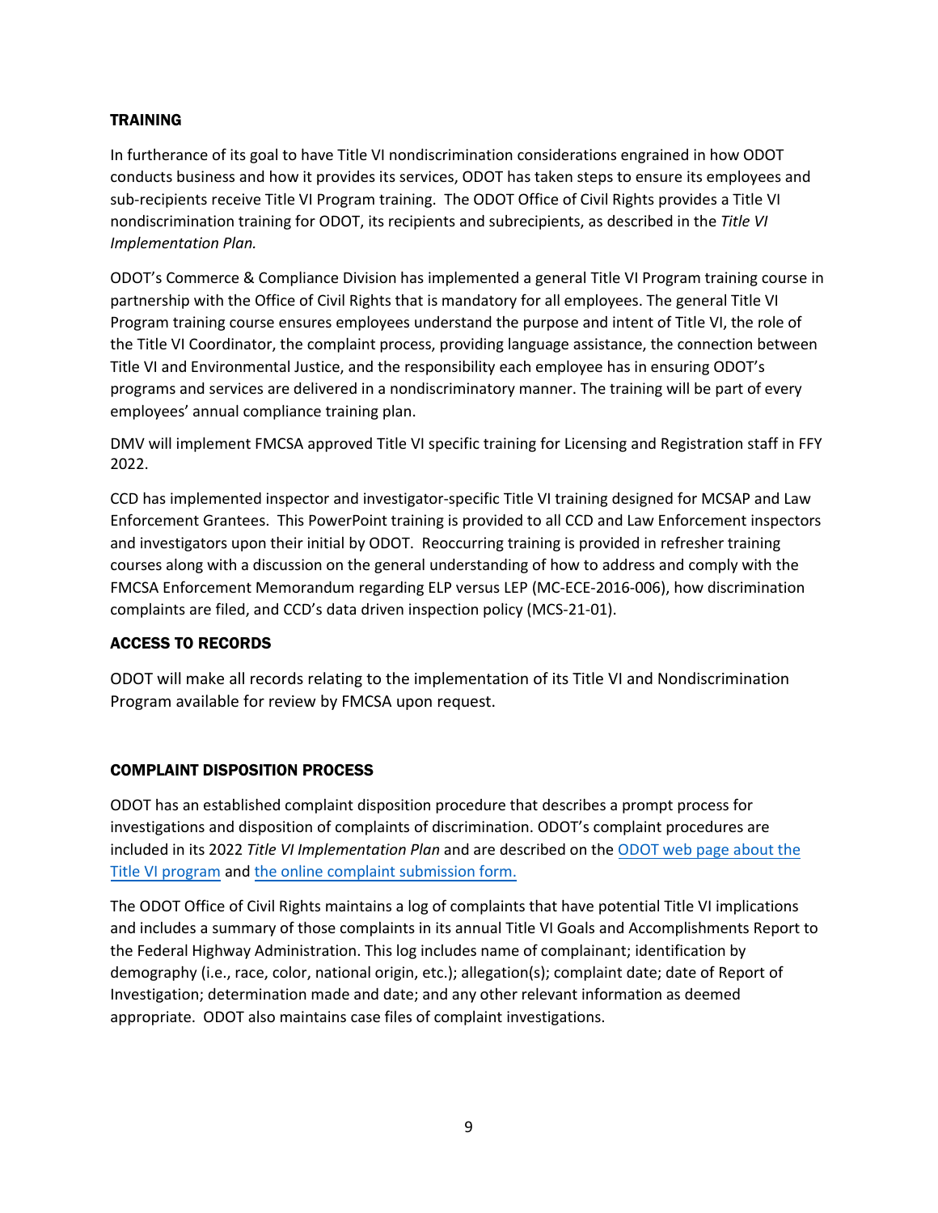## TRAINING

In furtherance of its goal to have Title VI nondiscrimination considerations engrained in how ODOT conducts business and how it provides its services, ODOT has taken steps to ensure its employees and sub-recipients receive Title VI Program training. The ODOT Office of Civil Rights provides a Title VI nondiscrimination training for ODOT, its recipients and subrecipients, as described in the *Title VI Implementation Plan.*

ODOT's Commerce & Compliance Division has implemented a general Title VI Program training course in partnership with the Office of Civil Rights that is mandatory for all employees. The general Title VI Program training course ensures employees understand the purpose and intent of Title VI, the role of the Title VI Coordinator, the complaint process, providing language assistance, the connection between Title VI and Environmental Justice, and the responsibility each employee has in ensuring ODOT's programs and services are delivered in a nondiscriminatory manner. The training will be part of every employees' annual compliance training plan.

DMV will implement FMCSA approved Title VI specific training for Licensing and Registration staff in FFY 2022.

CCD has implemented inspector and investigator-specific Title VI training designed for MCSAP and Law Enforcement Grantees. This PowerPoint training is provided to all CCD and Law Enforcement inspectors and investigators upon their initial by ODOT. Reoccurring training is provided in refresher training courses along with a discussion on the general understanding of how to address and comply with the FMCSA Enforcement Memorandum regarding ELP versus LEP (MC-ECE-2016-006), how discrimination complaints are filed, and CCD's data driven inspection policy (MCS-21-01).

## ACCESS TO RECORDS

ODOT will make all records relating to the implementation of its Title VI and Nondiscrimination Program available for review by FMCSA upon request.

## COMPLAINT DISPOSITION PROCESS

ODOT has an established complaint disposition procedure that describes a prompt process for investigations and disposition of complaints of discrimination. ODOT's complaint procedures are included in its 2022 *Title VI Implementation Plan* and are described on the ODOT web page about the Title VI program and the online complaint submission form.

The ODOT Office of Civil Rights maintains a log of complaints that have potential Title VI implications and includes a summary of those complaints in its annual Title VI Goals and Accomplishments Report to the Federal Highway Administration. This log includes name of complainant; identification by demography (i.e., race, color, national origin, etc.); allegation(s); complaint date; date of Report of Investigation; determination made and date; and any other relevant information as deemed appropriate. ODOT also maintains case files of complaint investigations.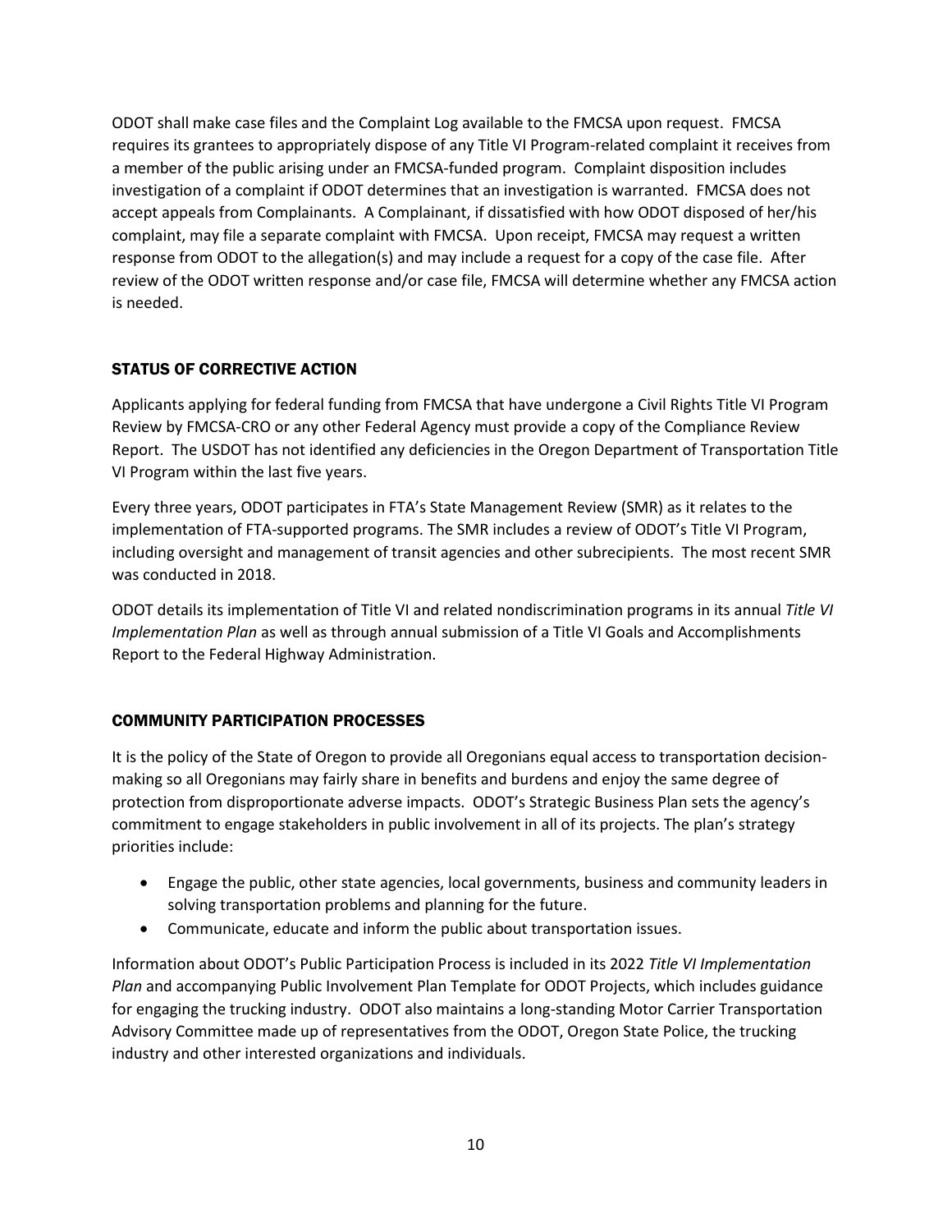ODOT shall make case files and the Complaint Log available to the FMCSA upon request. FMCSA requires its grantees to appropriately dispose of any Title VI Program-related complaint it receives from a member of the public arising under an FMCSA-funded program. Complaint disposition includes investigation of a complaint if ODOT determines that an investigation is warranted. FMCSA does not accept appeals from Complainants. A Complainant, if dissatisfied with how ODOT disposed of her/his complaint, may file a separate complaint with FMCSA. Upon receipt, FMCSA may request a written response from ODOT to the allegation(s) and may include a request for a copy of the case file. After review of the ODOT written response and/or case file, FMCSA will determine whether any FMCSA action is needed.

## STATUS OF CORRECTIVE ACTION

Applicants applying for federal funding from FMCSA that have undergone a Civil Rights Title VI Program Review by FMCSA-CRO or any other Federal Agency must provide a copy of the Compliance Review Report. The USDOT has not identified any deficiencies in the Oregon Department of Transportation Title VI Program within the last five years.

Every three years, ODOT participates in FTA's State Management Review (SMR) as it relates to the implementation of FTA-supported programs. The SMR includes a review of ODOT's Title VI Program, including oversight and management of transit agencies and other subrecipients. The most recent SMR was conducted in 2018.

ODOT details its implementation of Title VI and related nondiscrimination programs in its annual *Title VI Implementation Plan* as well as through annual submission of a Title VI Goals and Accomplishments Report to the Federal Highway Administration.

## COMMUNITY PARTICIPATION PROCESSES

It is the policy of the State of Oregon to provide all Oregonians equal access to transportation decision-making so all Oregonians may fairly share in benefits and burdens and enjoy the same degree of protection from disproportionate adverse impacts. ODOT's Strategic Business Plan sets the agency's commitment to engage stakeholders in public involvement in all of its projects. The plan's strategy priorities include:

- Engage the public, other state agencies, local governments, business and community leaders in solving transportation problems and planning for the future.
- Communicate, educate and inform the public about transportation issues.

Information about ODOT's Public Participation Process is included in its 2022 *Title VI Implementation Plan* and accompanying Public Involvement Plan Template for ODOT Projects, which includes guidance for engaging the trucking industry. ODOT also maintains a long-standing Motor Carrier Transportation Advisory Committee made up of representatives from the ODOT, Oregon State Police, the trucking industry and other interested organizations and individuals.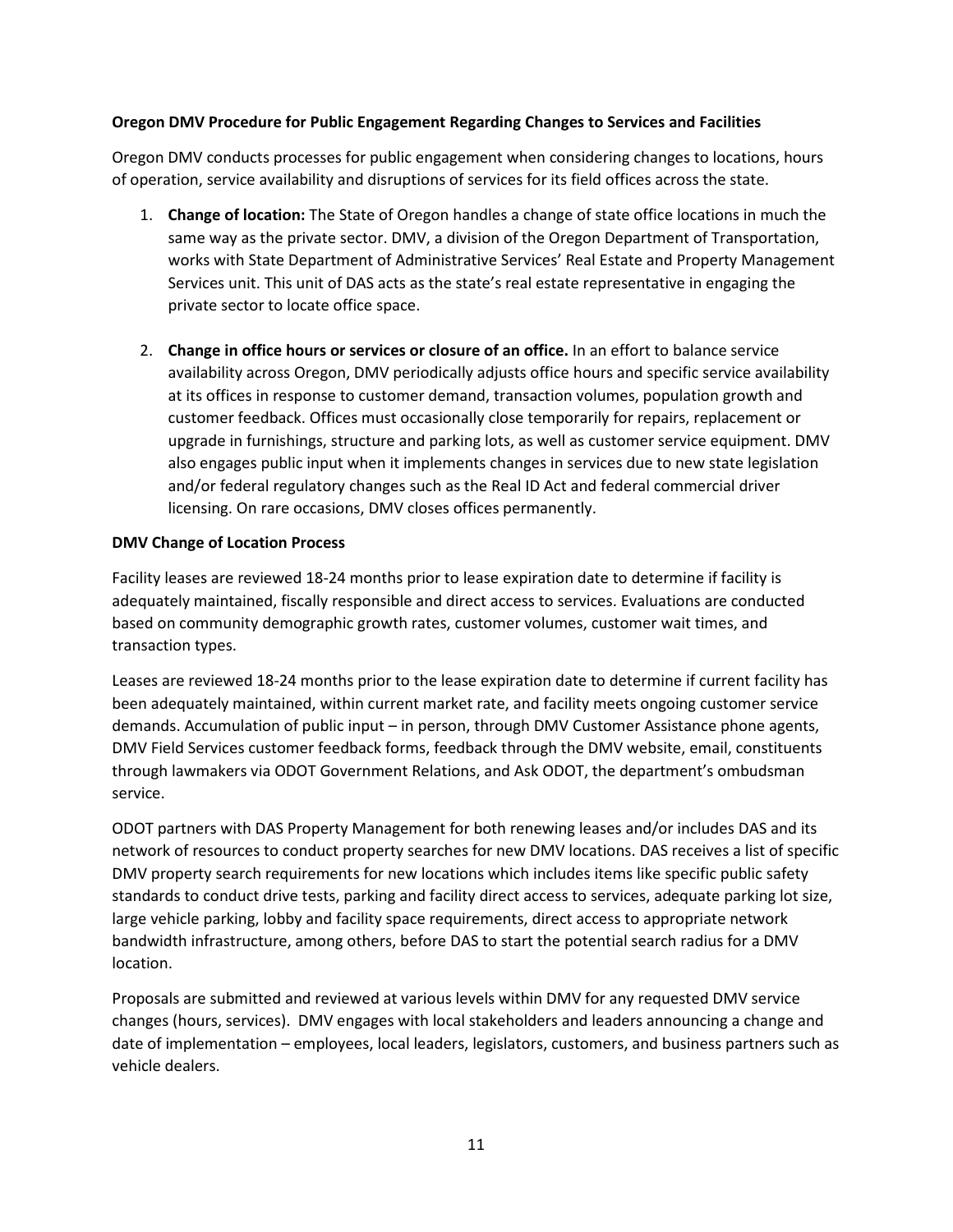**Oregon DMV Procedure for Public Engagement Regarding Changes to Services and Facilities**

Oregon DMV conducts processes for public engagement when considering changes to locations, hours of operation, service availability and disruptions of services for its field offices across the state.

1. **Change of location:** The State of Oregon handles a change of state office locations in much the same way as the private sector. DMV, a division of the Oregon Department of Transportation, works with State Department of Administrative Services' Real Estate and Property Management Services unit. This unit of DAS acts as the state's real estate representative in engaging the private sector to locate office space.

2. **Change in office hours or services or closure of an office.** In an effort to balance service availability across Oregon, DMV periodically adjusts office hours and specific service availability at its offices in response to customer demand, transaction volumes, population growth and customer feedback. Offices must occasionally close temporarily for repairs, replacement or upgrade in furnishings, structure and parking lots, as well as customer service equipment. DMV also engages public input when it implements changes in services due to new state legislation and/or federal regulatory changes such as the Real ID Act and federal commercial driver licensing. On rare occasions, DMV closes offices permanently.

**DMV Change of Location Process**

Facility leases are reviewed 18-24 months prior to lease expiration date to determine if facility is adequately maintained, fiscally responsible and direct access to services. Evaluations are conducted based on community demographic growth rates, customer volumes, customer wait times, and transaction types.

Leases are reviewed 18-24 months prior to the lease expiration date to determine if current facility has been adequately maintained, within current market rate, and facility meets ongoing customer service demands. Accumulation of public input – in person, through DMV Customer Assistance phone agents, DMV Field Services customer feedback forms, feedback through the DMV website, email, constituents through lawmakers via ODOT Government Relations, and Ask ODOT, the department's ombudsman service.

ODOT partners with DAS Property Management for both renewing leases and/or includes DAS and its network of resources to conduct property searches for new DMV locations. DAS receives a list of specific DMV property search requirements for new locations which includes items like specific public safety standards to conduct drive tests, parking and facility direct access to services, adequate parking lot size, large vehicle parking, lobby and facility space requirements, direct access to appropriate network bandwidth infrastructure, among others, before DAS to start the potential search radius for a DMV location.

Proposals are submitted and reviewed at various levels within DMV for any requested DMV service changes (hours, services). DMV engages with local stakeholders and leaders announcing a change and date of implementation – employees, local leaders, legislators, customers, and business partners such as vehicle dealers.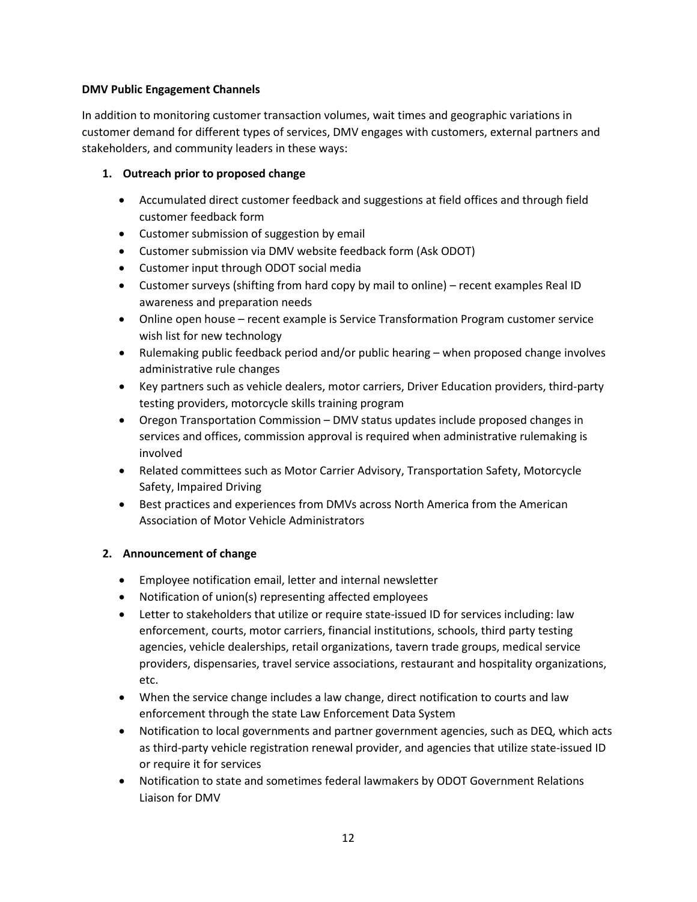**DMV Public Engagement Channels**

In addition to monitoring customer transaction volumes, wait times and geographic variations in customer demand for different types of services, DMV engages with customers, external partners and stakeholders, and community leaders in these ways:

1. **Outreach prior to proposed change**

   - Accumulated direct customer feedback and suggestions at field offices and through field customer feedback form
   - Customer submission of suggestion by email
   - Customer submission via DMV website feedback form (Ask ODOT)
   - Customer input through ODOT social media
   - Customer surveys (shifting from hard copy by mail to online) – recent examples Real ID awareness and preparation needs
   - Online open house – recent example is Service Transformation Program customer service wish list for new technology
   - Rulemaking public feedback period and/or public hearing – when proposed change involves administrative rule changes
   - Key partners such as vehicle dealers, motor carriers, Driver Education providers, third-party testing providers, motorcycle skills training program
   - Oregon Transportation Commission – DMV status updates include proposed changes in services and offices, commission approval is required when administrative rulemaking is involved
   - Related committees such as Motor Carrier Advisory, Transportation Safety, Motorcycle Safety, Impaired Driving
   - Best practices and experiences from DMVs across North America from the American Association of Motor Vehicle Administrators

2. **Announcement of change**

   - Employee notification email, letter and internal newsletter
   - Notification of union(s) representing affected employees
   - Letter to stakeholders that utilize or require state-issued ID for services including: law enforcement, courts, motor carriers, financial institutions, schools, third party testing agencies, vehicle dealerships, retail organizations, tavern trade groups, medical service providers, dispensaries, travel service associations, restaurant and hospitality organizations, etc.
   - When the service change includes a law change, direct notification to courts and law enforcement through the state Law Enforcement Data System
   - Notification to local governments and partner government agencies, such as DEQ, which acts as third-party vehicle registration renewal provider, and agencies that utilize state-issued ID or require it for services
   - Notification to state and sometimes federal lawmakers by ODOT Government Relations Liaison for DMV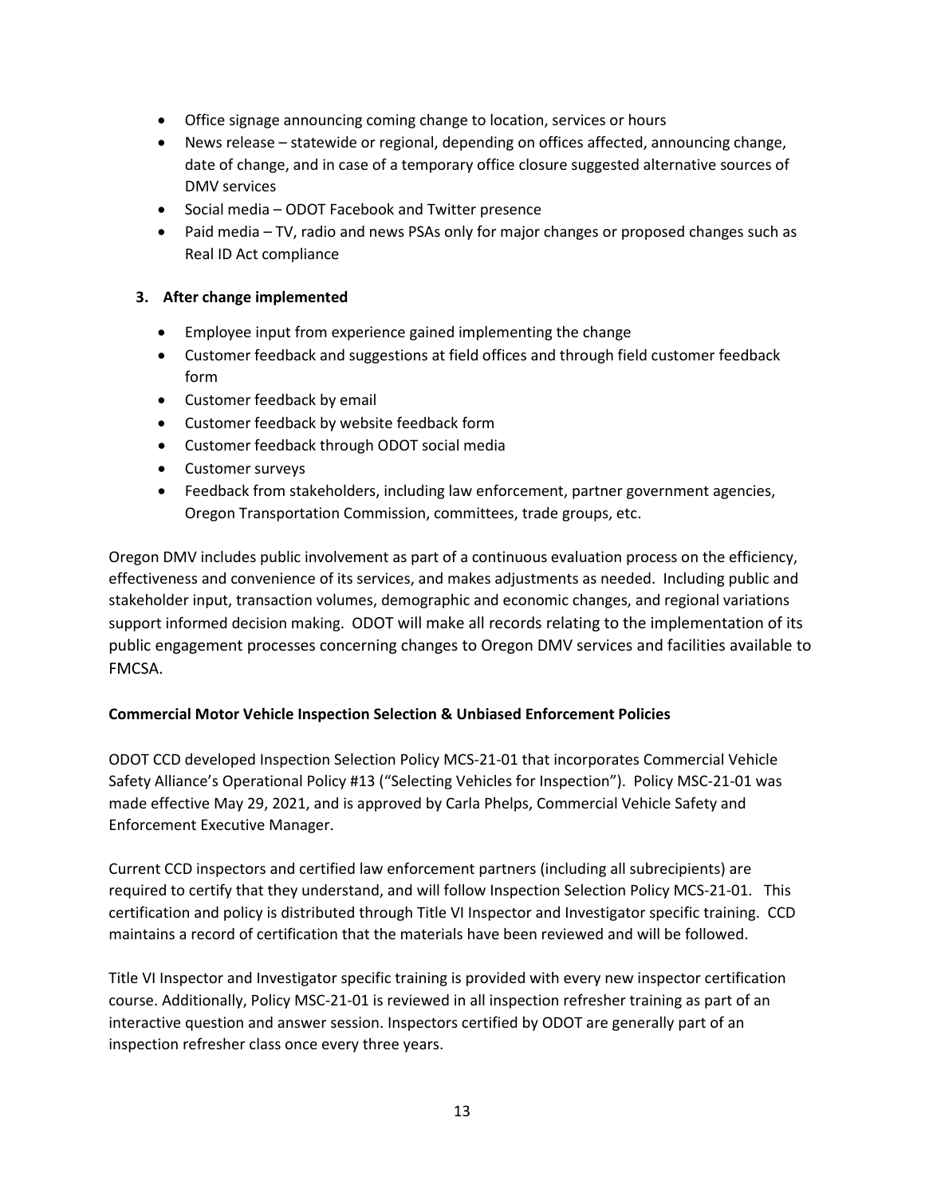- Office signage announcing coming change to location, services or hours
- News release – statewide or regional, depending on offices affected, announcing change, date of change, and in case of a temporary office closure suggested alternative sources of DMV services
- Social media – ODOT Facebook and Twitter presence
- Paid media – TV, radio and news PSAs only for major changes or proposed changes such as Real ID Act compliance

**3. After change implemented**

- Employee input from experience gained implementing the change
- Customer feedback and suggestions at field offices and through field customer feedback form
- Customer feedback by email
- Customer feedback by website feedback form
- Customer feedback through ODOT social media
- Customer surveys
- Feedback from stakeholders, including law enforcement, partner government agencies, Oregon Transportation Commission, committees, trade groups, etc.

Oregon DMV includes public involvement as part of a continuous evaluation process on the efficiency, effectiveness and convenience of its services, and makes adjustments as needed. Including public and stakeholder input, transaction volumes, demographic and economic changes, and regional variations support informed decision making. ODOT will make all records relating to the implementation of its public engagement processes concerning changes to Oregon DMV services and facilities available to FMCSA.

**Commercial Motor Vehicle Inspection Selection & Unbiased Enforcement Policies**

ODOT CCD developed Inspection Selection Policy MCS-21-01 that incorporates Commercial Vehicle Safety Alliance's Operational Policy #13 ("Selecting Vehicles for Inspection"). Policy MSC-21-01 was made effective May 29, 2021, and is approved by Carla Phelps, Commercial Vehicle Safety and Enforcement Executive Manager.

Current CCD inspectors and certified law enforcement partners (including all subrecipients) are required to certify that they understand, and will follow Inspection Selection Policy MCS-21-01. This certification and policy is distributed through Title VI Inspector and Investigator specific training. CCD maintains a record of certification that the materials have been reviewed and will be followed.

Title VI Inspector and Investigator specific training is provided with every new inspector certification course. Additionally, Policy MSC-21-01 is reviewed in all inspection refresher training as part of an interactive question and answer session. Inspectors certified by ODOT are generally part of an inspection refresher class once every three years.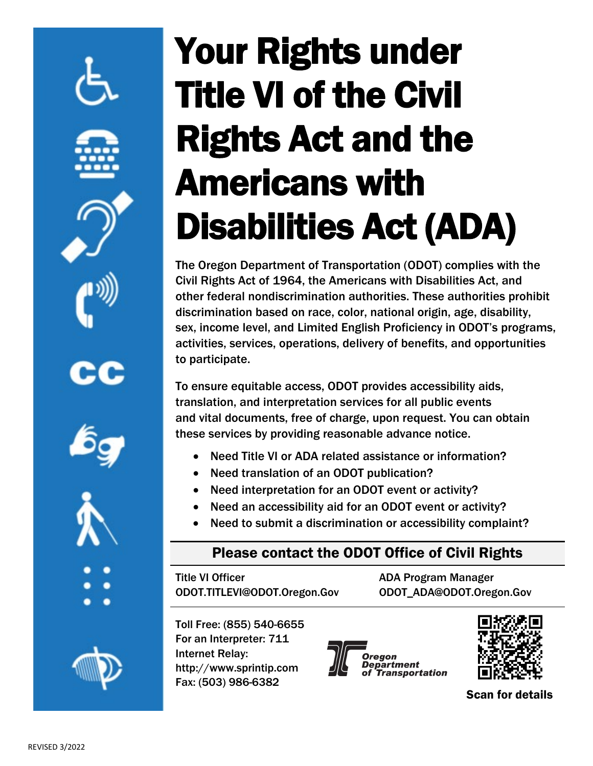# Your Rights under Title VI of the Civil Rights Act and the Americans with Disabilities Act (ADA)

The Oregon Department of Transportation (ODOT) complies with the Civil Rights Act of 1964, the Americans with Disabilities Act, and other federal nondiscrimination authorities. These authorities prohibit discrimination based on race, color, national origin, age, disability, sex, income level, and Limited English Proficiency in ODOT's programs, activities, services, operations, delivery of benefits, and opportunities to participate.

To ensure equitable access, ODOT provides accessibility aids, translation, and interpretation services for all public events and vital documents, free of charge, upon request. You can obtain these services by providing reasonable advance notice.

- Need Title VI or ADA related assistance or information?
- Need translation of an ODOT publication?
- Need interpretation for an ODOT event or activity?
- Need an accessibility aid for an ODOT event or activity?
- Need to submit a discrimination or accessibility complaint?

## Please contact the ODOT Office of Civil Rights

Title VI Officer
ODOT.TITLEVI@ODOT.Oregon.Gov

ADA Program Manager
ODOT_ADA@ODOT.Oregon.Gov

Toll Free: (855) 540-6655
For an Interpreter: 711
Internet Relay: http://www.sprintip.com
Fax: (503) 986-6382

Oregon Department of Transportation

**Scan for details**

REVISED 3/2022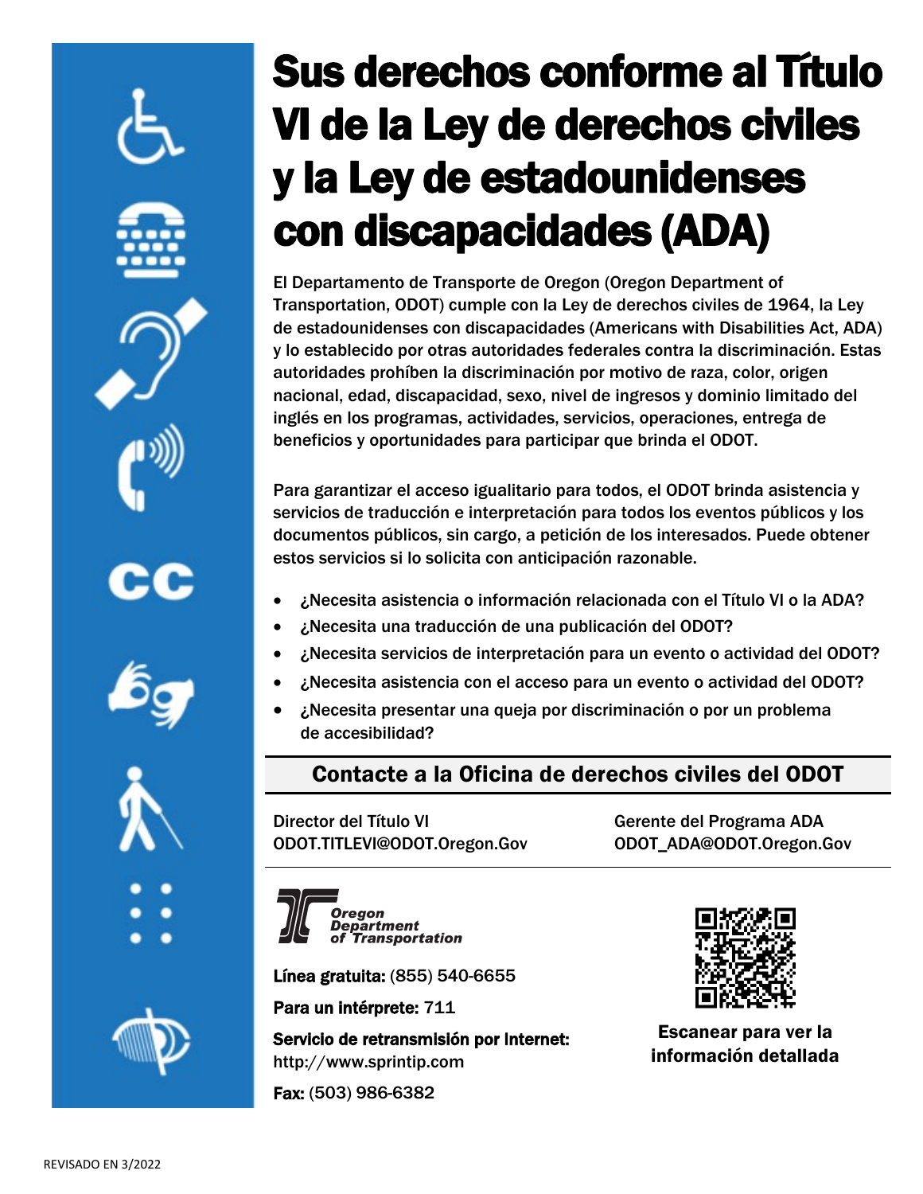# Sus derechos conforme al Título VI de la Ley de derechos civiles y la Ley de estadounidenses con discapacidades (ADA)

El Departamento de Transporte de Oregon (Oregon Department of Transportation, ODOT) cumple con la Ley de derechos civiles de 1964, la Ley de estadounidenses con discapacidades (Americans with Disabilities Act, ADA) y lo establecido por otras autoridades federales contra la discriminación. Estas autoridades prohíben la discriminación por motivo de raza, color, origen nacional, edad, discapacidad, sexo, nivel de ingresos y dominio limitado del inglés en los programas, actividades, servicios, operaciones, entrega de beneficios y oportunidades para participar que brinda el ODOT.

Para garantizar el acceso igualitario para todos, el ODOT brinda asistencia y servicios de traducción e interpretación para todos los eventos públicos y los documentos públicos, sin cargo, a petición de los interesados. Puede obtener estos servicios si lo solicita con anticipación razonable.

- ¿Necesita asistencia o información relacionada con el Título VI o la ADA?
- ¿Necesita una traducción de una publicación del ODOT?
- ¿Necesita servicios de interpretación para un evento o actividad del ODOT?
- ¿Necesita asistencia con el acceso para un evento o actividad del ODOT?
- ¿Necesita presentar una queja por discriminación o por un problema de accesibilidad?

## Contacte a la Oficina de derechos civiles del ODOT

Director del Título VI
ODOT.TITLEVI@ODOT.Oregon.Gov

Gerente del Programa ADA
ODOT_ADA@ODOT.Oregon.Gov

Oregon Department of Transportation

**Línea gratuita:** (855) 540-6655

**Para un intérprete:** 711

**Servicio de retransmisión por Internet:** http://www.sprintip.com

**Fax:** (503) 986-6382

**Escanear para ver la información detallada**

REVISADO EN 3/2022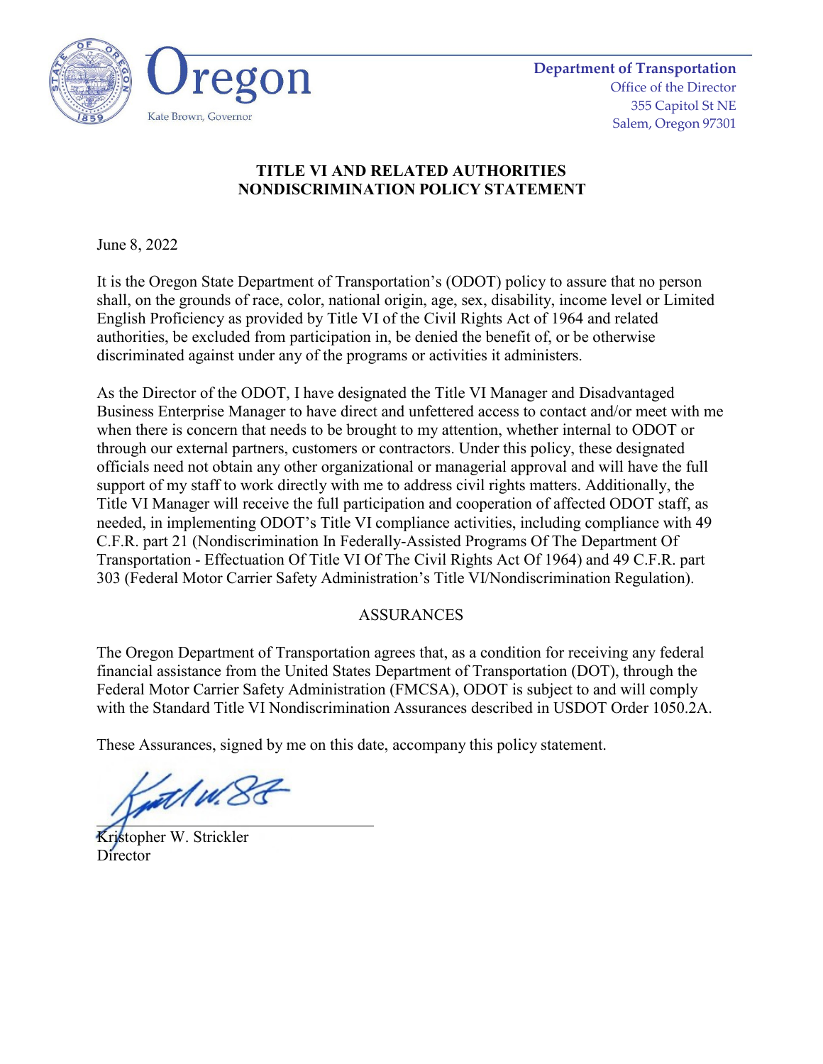Oregon

Kate Brown, Governor

**Department of Transportation**
Office of the Director
355 Capitol St NE
Salem, Oregon 97301

# TITLE VI AND RELATED AUTHORITIES NONDISCRIMINATION POLICY STATEMENT

June 8, 2022

It is the Oregon State Department of Transportation's (ODOT) policy to assure that no person shall, on the grounds of race, color, national origin, age, sex, disability, income level or Limited English Proficiency as provided by Title VI of the Civil Rights Act of 1964 and related authorities, be excluded from participation in, be denied the benefit of, or be otherwise discriminated against under any of the programs or activities it administers.

As the Director of the ODOT, I have designated the Title VI Manager and Disadvantaged Business Enterprise Manager to have direct and unfettered access to contact and/or meet with me when there is concern that needs to be brought to my attention, whether internal to ODOT or through our external partners, customers or contractors. Under this policy, these designated officials need not obtain any other organizational or managerial approval and will have the full support of my staff to work directly with me to address civil rights matters. Additionally, the Title VI Manager will receive the full participation and cooperation of affected ODOT staff, as needed, in implementing ODOT's Title VI compliance activities, including compliance with 49 C.F.R. part 21 (Nondiscrimination In Federally-Assisted Programs Of The Department Of Transportation - Effectuation Of Title VI Of The Civil Rights Act Of 1964) and 49 C.F.R. part 303 (Federal Motor Carrier Safety Administration's Title VI/Nondiscrimination Regulation).

## ASSURANCES

The Oregon Department of Transportation agrees that, as a condition for receiving any federal financial assistance from the United States Department of Transportation (DOT), through the Federal Motor Carrier Safety Administration (FMCSA), ODOT is subject to and will comply with the Standard Title VI Nondiscrimination Assurances described in USDOT Order 1050.2A.

These Assurances, signed by me on this date, accompany this policy statement.

Kristopher W. Strickler
Director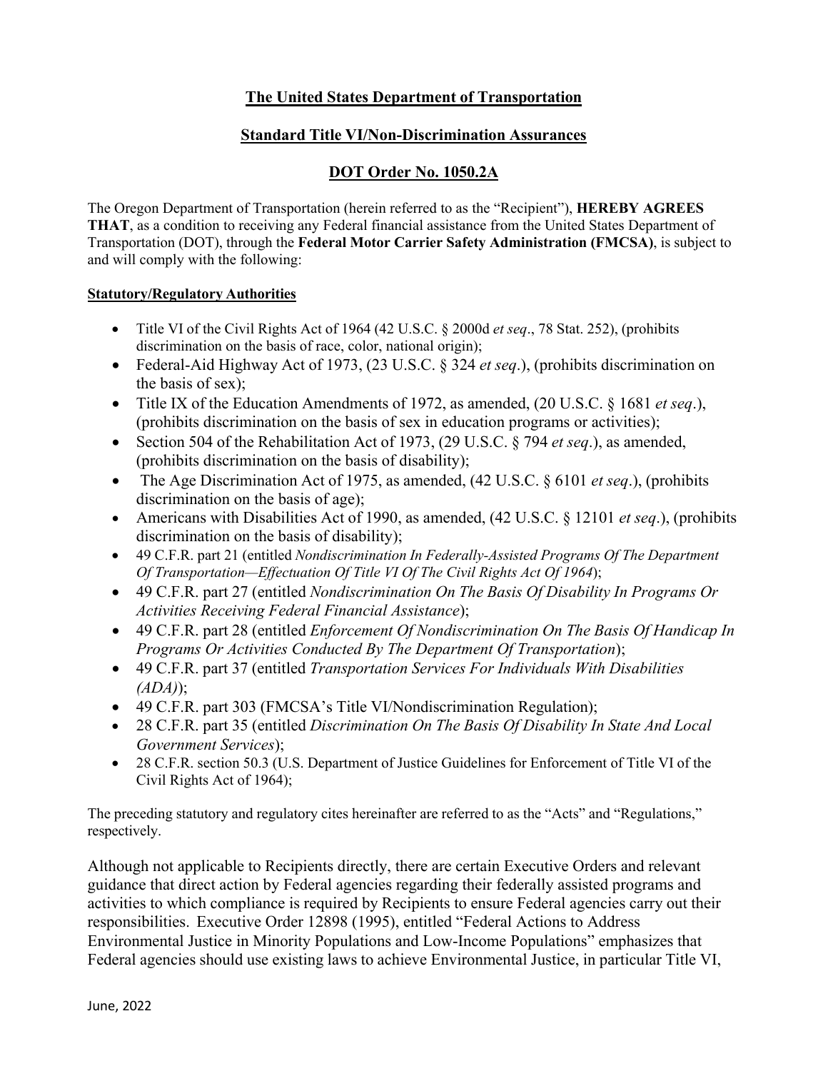## The United States Department of Transportation

## Standard Title VI/Non-Discrimination Assurances

## DOT Order No. 1050.2A

The Oregon Department of Transportation (herein referred to as the "Recipient"), **HEREBY AGREES THAT**, as a condition to receiving any Federal financial assistance from the United States Department of Transportation (DOT), through the **Federal Motor Carrier Safety Administration (FMCSA)**, is subject to and will comply with the following:

**Statutory/Regulatory Authorities**

- Title VI of the Civil Rights Act of 1964 (42 U.S.C. § 2000d *et seq*., 78 Stat. 252), (prohibits discrimination on the basis of race, color, national origin);
- Federal-Aid Highway Act of 1973, (23 U.S.C. § 324 *et seq*.), (prohibits discrimination on the basis of sex);
- Title IX of the Education Amendments of 1972, as amended, (20 U.S.C. § 1681 *et seq*.), (prohibits discrimination on the basis of sex in education programs or activities);
- Section 504 of the Rehabilitation Act of 1973, (29 U.S.C. § 794 *et seq*.), as amended, (prohibits discrimination on the basis of disability);
- The Age Discrimination Act of 1975, as amended, (42 U.S.C. § 6101 *et seq*.), (prohibits discrimination on the basis of age);
- Americans with Disabilities Act of 1990, as amended, (42 U.S.C. § 12101 *et seq*.), (prohibits discrimination on the basis of disability);
- 49 C.F.R. part 21 (entitled *Nondiscrimination In Federally-Assisted Programs Of The Department Of Transportation—Effectuation Of Title VI Of The Civil Rights Act Of 1964*);
- 49 C.F.R. part 27 (entitled *Nondiscrimination On The Basis Of Disability In Programs Or Activities Receiving Federal Financial Assistance*);
- 49 C.F.R. part 28 (entitled *Enforcement Of Nondiscrimination On The Basis Of Handicap In Programs Or Activities Conducted By The Department Of Transportation*);
- 49 C.F.R. part 37 (entitled *Transportation Services For Individuals With Disabilities (ADA)*);
- 49 C.F.R. part 303 (FMCSA's Title VI/Nondiscrimination Regulation);
- 28 C.F.R. part 35 (entitled *Discrimination On The Basis Of Disability In State And Local Government Services*);
- 28 C.F.R. section 50.3 (U.S. Department of Justice Guidelines for Enforcement of Title VI of the Civil Rights Act of 1964);

The preceding statutory and regulatory cites hereinafter are referred to as the "Acts" and "Regulations," respectively.

Although not applicable to Recipients directly, there are certain Executive Orders and relevant guidance that direct action by Federal agencies regarding their federally assisted programs and activities to which compliance is required by Recipients to ensure Federal agencies carry out their responsibilities. Executive Order 12898 (1995), entitled "Federal Actions to Address Environmental Justice in Minority Populations and Low-Income Populations" emphasizes that Federal agencies should use existing laws to achieve Environmental Justice, in particular Title VI,

June, 2022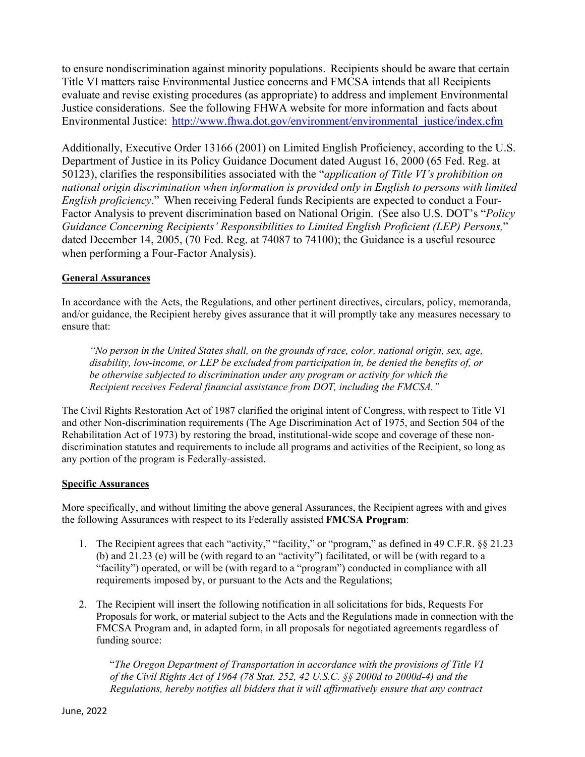to ensure nondiscrimination against minority populations. Recipients should be aware that certain Title VI matters raise Environmental Justice concerns and FMCSA intends that all Recipients evaluate and revise existing procedures (as appropriate) to address and implement Environmental Justice considerations. See the following FHWA website for more information and facts about Environmental Justice: [http://www.fhwa.dot.gov/environment/environmental_justice/index.cfm](http://www.fhwa.dot.gov/environment/environmental_justice/index.cfm)

Additionally, Executive Order 13166 (2001) on Limited English Proficiency, according to the U.S. Department of Justice in its Policy Guidance Document dated August 16, 2000 (65 Fed. Reg. at 50123), clarifies the responsibilities associated with the "*application of Title VI's prohibition on national origin discrimination when information is provided only in English to persons with limited English proficiency*." When receiving Federal funds Recipients are expected to conduct a Four-Factor Analysis to prevent discrimination based on National Origin. (See also U.S. DOT's "*Policy Guidance Concerning Recipients' Responsibilities to Limited English Proficient (LEP) Persons,*" dated December 14, 2005, (70 Fed. Reg. at 74087 to 74100); the Guidance is a useful resource when performing a Four-Factor Analysis).

**General Assurances**

In accordance with the Acts, the Regulations, and other pertinent directives, circulars, policy, memoranda, and/or guidance, the Recipient hereby gives assurance that it will promptly take any measures necessary to ensure that:

> *"No person in the United States shall, on the grounds of race, color, national origin, sex, age, disability, low-income, or LEP be excluded from participation in, be denied the benefits of, or be otherwise subjected to discrimination under any program or activity for which the Recipient receives Federal financial assistance from DOT, including the FMCSA."*

The Civil Rights Restoration Act of 1987 clarified the original intent of Congress, with respect to Title VI and other Non-discrimination requirements (The Age Discrimination Act of 1975, and Section 504 of the Rehabilitation Act of 1973) by restoring the broad, institutional-wide scope and coverage of these non-discrimination statutes and requirements to include all programs and activities of the Recipient, so long as any portion of the program is Federally-assisted.

**Specific Assurances**

More specifically, and without limiting the above general Assurances, the Recipient agrees with and gives the following Assurances with respect to its Federally assisted **FMCSA Program**:

1. The Recipient agrees that each "activity," "facility," or "program," as defined in 49 C.F.R. §§ 21.23 (b) and 21.23 (e) will be (with regard to an "activity") facilitated, or will be (with regard to a "facility") operated, or will be (with regard to a "program") conducted in compliance with all requirements imposed by, or pursuant to the Acts and the Regulations;

2. The Recipient will insert the following notification in all solicitations for bids, Requests For Proposals for work, or material subject to the Acts and the Regulations made in connection with the FMCSA Program and, in adapted form, in all proposals for negotiated agreements regardless of funding source:

   "*The Oregon Department of Transportation in accordance with the provisions of Title VI of the Civil Rights Act of 1964 (78 Stat. 252, 42 U.S.C. §§ 2000d to 2000d-4) and the Regulations, hereby notifies all bidders that it will affirmatively ensure that any contract*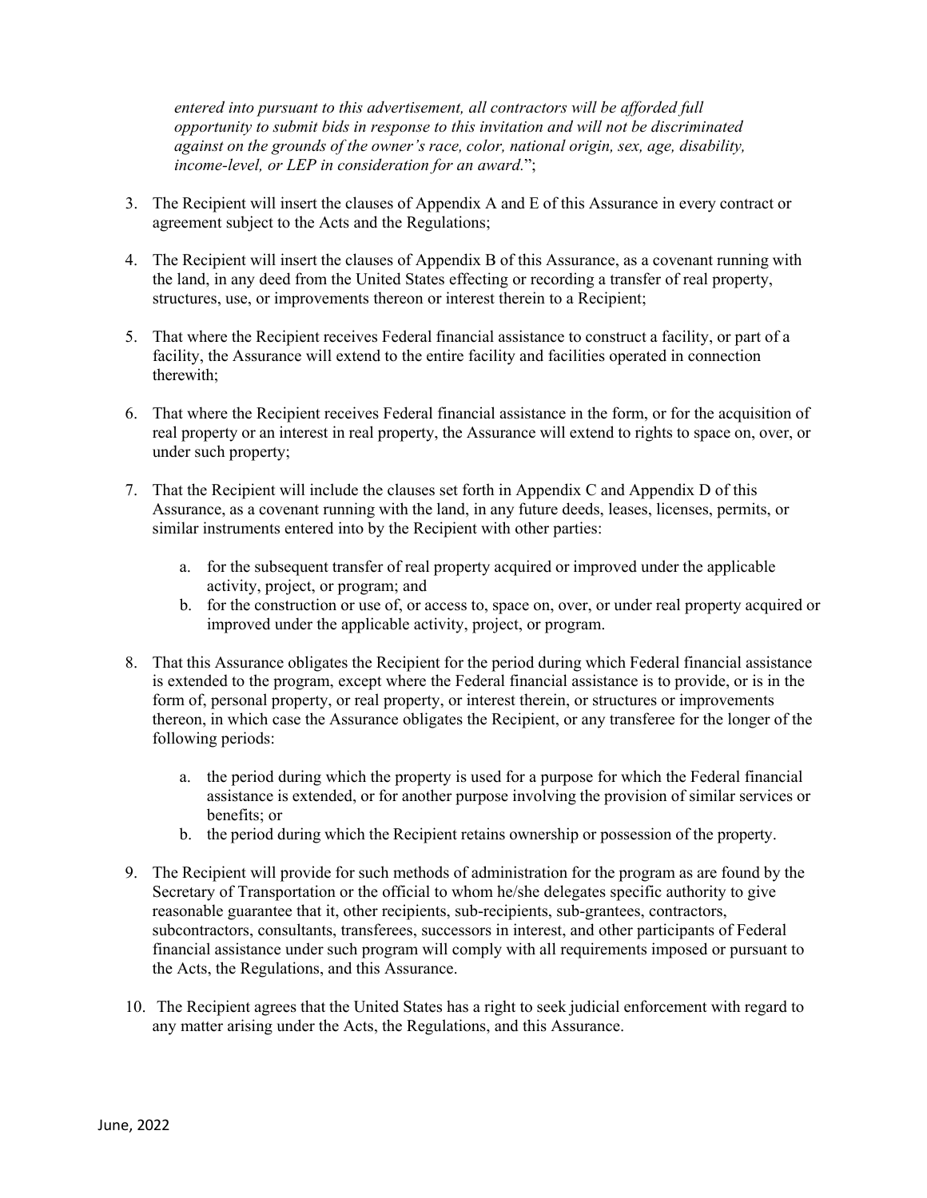*entered into pursuant to this advertisement, all contractors will be afforded full opportunity to submit bids in response to this invitation and will not be discriminated against on the grounds of the owner's race, color, national origin, sex, age, disability, income-level, or LEP in consideration for an award.*";

3. The Recipient will insert the clauses of Appendix A and E of this Assurance in every contract or agreement subject to the Acts and the Regulations;

4. The Recipient will insert the clauses of Appendix B of this Assurance, as a covenant running with the land, in any deed from the United States effecting or recording a transfer of real property, structures, use, or improvements thereon or interest therein to a Recipient;

5. That where the Recipient receives Federal financial assistance to construct a facility, or part of a facility, the Assurance will extend to the entire facility and facilities operated in connection therewith;

6. That where the Recipient receives Federal financial assistance in the form, or for the acquisition of real property or an interest in real property, the Assurance will extend to rights to space on, over, or under such property;

7. That the Recipient will include the clauses set forth in Appendix C and Appendix D of this Assurance, as a covenant running with the land, in any future deeds, leases, licenses, permits, or similar instruments entered into by the Recipient with other parties:

   a. for the subsequent transfer of real property acquired or improved under the applicable activity, project, or program; and
   b. for the construction or use of, or access to, space on, over, or under real property acquired or improved under the applicable activity, project, or program.

8. That this Assurance obligates the Recipient for the period during which Federal financial assistance is extended to the program, except where the Federal financial assistance is to provide, or is in the form of, personal property, or real property, or interest therein, or structures or improvements thereon, in which case the Assurance obligates the Recipient, or any transferee for the longer of the following periods:

   a. the period during which the property is used for a purpose for which the Federal financial assistance is extended, or for another purpose involving the provision of similar services or benefits; or
   b. the period during which the Recipient retains ownership or possession of the property.

9. The Recipient will provide for such methods of administration for the program as are found by the Secretary of Transportation or the official to whom he/she delegates specific authority to give reasonable guarantee that it, other recipients, sub-recipients, sub-grantees, contractors, subcontractors, consultants, transferees, successors in interest, and other participants of Federal financial assistance under such program will comply with all requirements imposed or pursuant to the Acts, the Regulations, and this Assurance.

10. The Recipient agrees that the United States has a right to seek judicial enforcement with regard to any matter arising under the Acts, the Regulations, and this Assurance.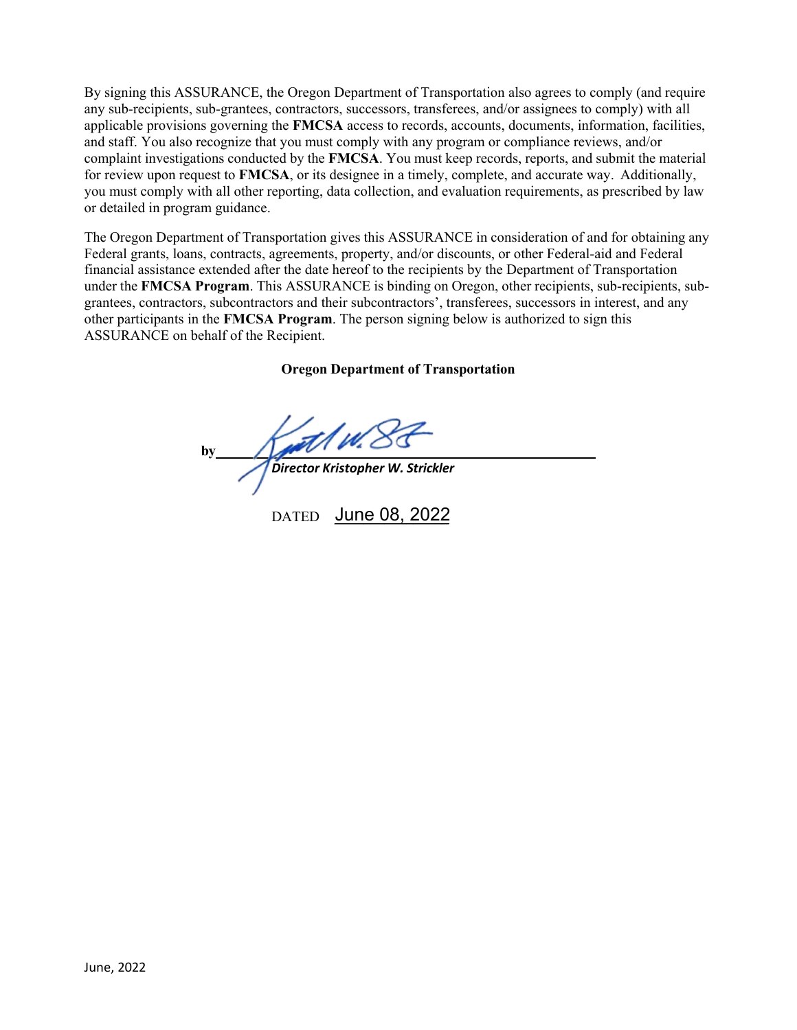By signing this ASSURANCE, the Oregon Department of Transportation also agrees to comply (and require any sub-recipients, sub-grantees, contractors, successors, transferees, and/or assignees to comply) with all applicable provisions governing the **FMCSA** access to records, accounts, documents, information, facilities, and staff. You also recognize that you must comply with any program or compliance reviews, and/or complaint investigations conducted by the **FMCSA**. You must keep records, reports, and submit the material for review upon request to **FMCSA**, or its designee in a timely, complete, and accurate way. Additionally, you must comply with all other reporting, data collection, and evaluation requirements, as prescribed by law or detailed in program guidance.

The Oregon Department of Transportation gives this ASSURANCE in consideration of and for obtaining any Federal grants, loans, contracts, agreements, property, and/or discounts, or other Federal-aid and Federal financial assistance extended after the date hereof to the recipients by the Department of Transportation under the **FMCSA Program**. This ASSURANCE is binding on Oregon, other recipients, sub-recipients, sub-grantees, contractors, subcontractors and their subcontractors', transferees, successors in interest, and any other participants in the **FMCSA Program**. The person signing below is authorized to sign this ASSURANCE on behalf of the Recipient.

**Oregon Department of Transportation**

by \_\_\_\_\_\_\_\_\_\_\_\_\_\_\_\_\_\_\_\_\_\_\_\_\_\_\_\_\_\_\_\_\_\_\_\_
***Director Kristopher W. Strickler***

DATED June 08, 2022

June, 2022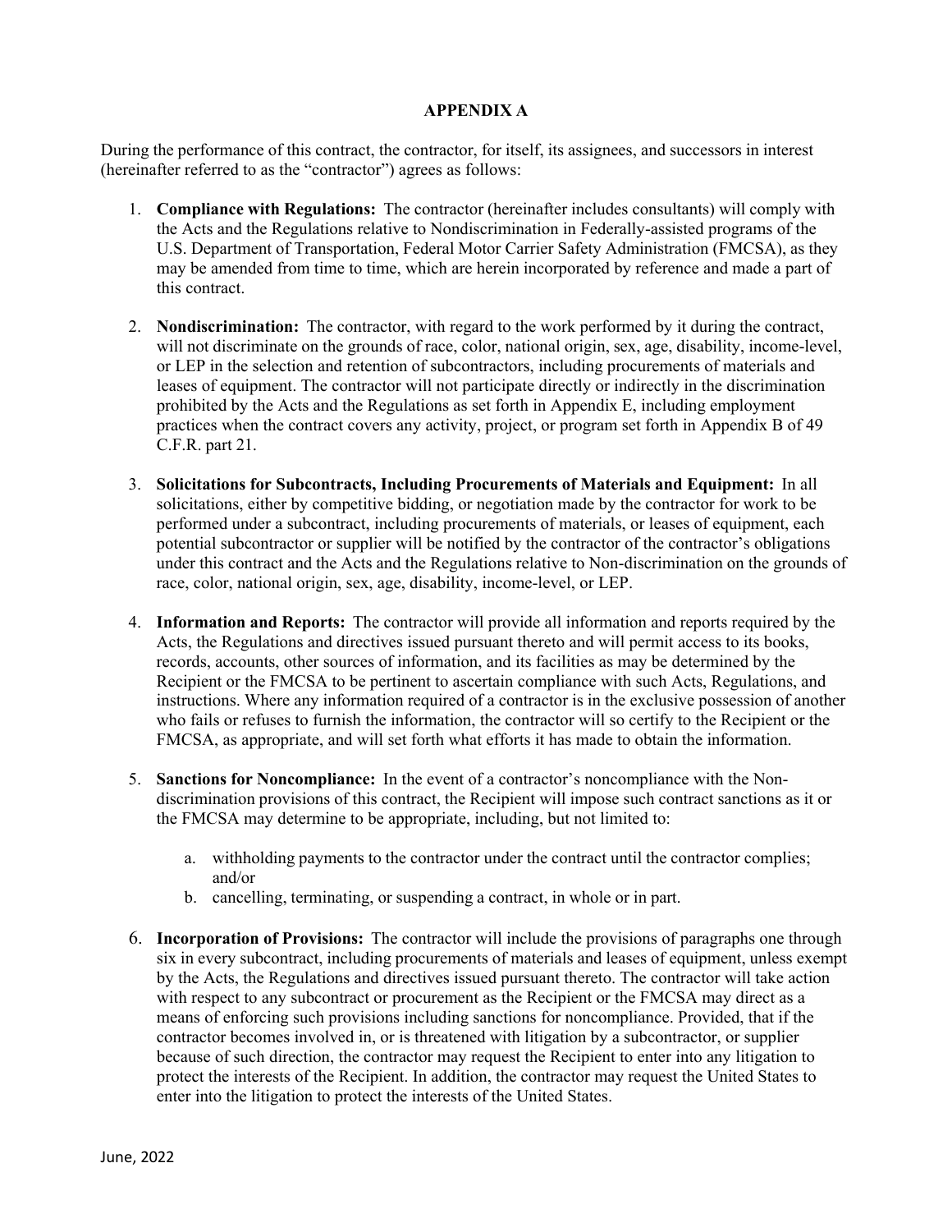## APPENDIX A

During the performance of this contract, the contractor, for itself, its assignees, and successors in interest (hereinafter referred to as the "contractor") agrees as follows:

1. **Compliance with Regulations:** The contractor (hereinafter includes consultants) will comply with the Acts and the Regulations relative to Nondiscrimination in Federally-assisted programs of the U.S. Department of Transportation, Federal Motor Carrier Safety Administration (FMCSA), as they may be amended from time to time, which are herein incorporated by reference and made a part of this contract.

2. **Nondiscrimination:** The contractor, with regard to the work performed by it during the contract, will not discriminate on the grounds of race, color, national origin, sex, age, disability, income-level, or LEP in the selection and retention of subcontractors, including procurements of materials and leases of equipment. The contractor will not participate directly or indirectly in the discrimination prohibited by the Acts and the Regulations as set forth in Appendix E, including employment practices when the contract covers any activity, project, or program set forth in Appendix B of 49 C.F.R. part 21.

3. **Solicitations for Subcontracts, Including Procurements of Materials and Equipment:** In all solicitations, either by competitive bidding, or negotiation made by the contractor for work to be performed under a subcontract, including procurements of materials, or leases of equipment, each potential subcontractor or supplier will be notified by the contractor of the contractor's obligations under this contract and the Acts and the Regulations relative to Non-discrimination on the grounds of race, color, national origin, sex, age, disability, income-level, or LEP.

4. **Information and Reports:** The contractor will provide all information and reports required by the Acts, the Regulations and directives issued pursuant thereto and will permit access to its books, records, accounts, other sources of information, and its facilities as may be determined by the Recipient or the FMCSA to be pertinent to ascertain compliance with such Acts, Regulations, and instructions. Where any information required of a contractor is in the exclusive possession of another who fails or refuses to furnish the information, the contractor will so certify to the Recipient or the FMCSA, as appropriate, and will set forth what efforts it has made to obtain the information.

5. **Sanctions for Noncompliance:** In the event of a contractor's noncompliance with the Non-discrimination provisions of this contract, the Recipient will impose such contract sanctions as it or the FMCSA may determine to be appropriate, including, but not limited to:

   a. withholding payments to the contractor under the contract until the contractor complies; and/or
   b. cancelling, terminating, or suspending a contract, in whole or in part.

6. **Incorporation of Provisions:** The contractor will include the provisions of paragraphs one through six in every subcontract, including procurements of materials and leases of equipment, unless exempt by the Acts, the Regulations and directives issued pursuant thereto. The contractor will take action with respect to any subcontract or procurement as the Recipient or the FMCSA may direct as a means of enforcing such provisions including sanctions for noncompliance. Provided, that if the contractor becomes involved in, or is threatened with litigation by a subcontractor, or supplier because of such direction, the contractor may request the Recipient to enter into any litigation to protect the interests of the Recipient. In addition, the contractor may request the United States to enter into the litigation to protect the interests of the United States.

June, 2022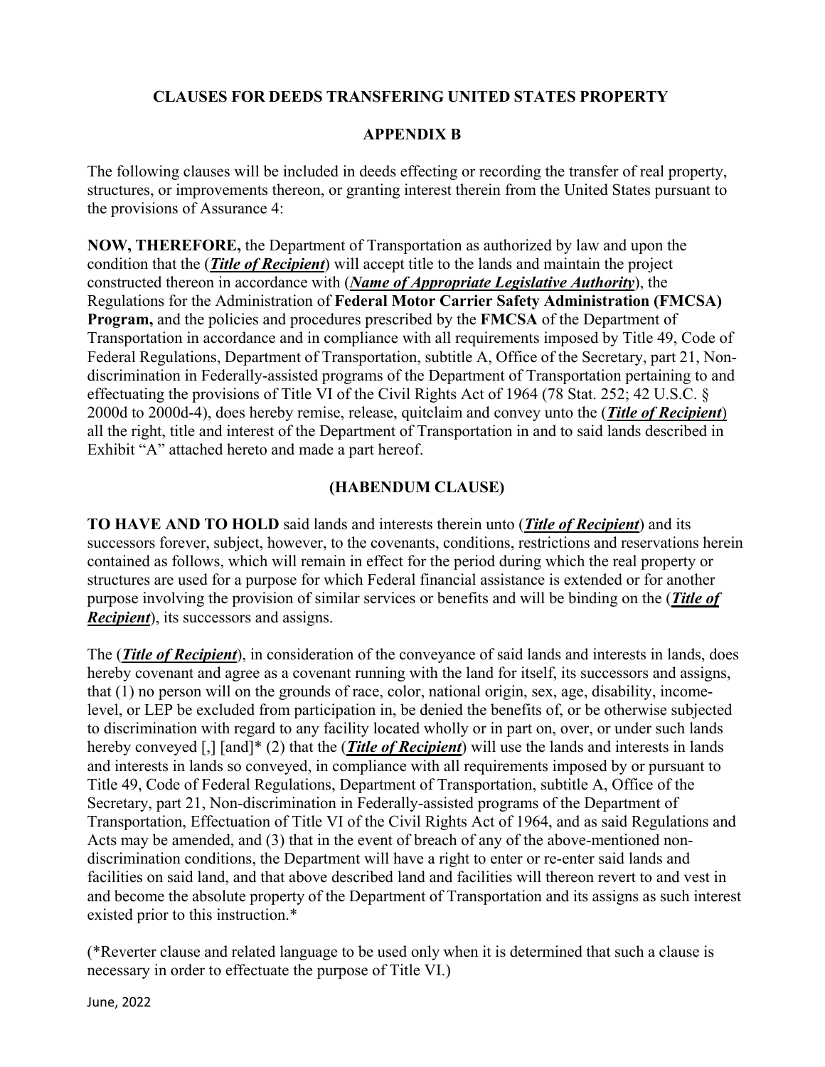**CLAUSES FOR DEEDS TRANSFERING UNITED STATES PROPERTY**

**APPENDIX B**

The following clauses will be included in deeds effecting or recording the transfer of real property, structures, or improvements thereon, or granting interest therein from the United States pursuant to the provisions of Assurance 4:

**NOW, THEREFORE,** the Department of Transportation as authorized by law and upon the condition that the (***Title of Recipient***) will accept title to the lands and maintain the project constructed thereon in accordance with (***Name of Appropriate Legislative Authority***), the Regulations for the Administration of **Federal Motor Carrier Safety Administration (FMCSA) Program,** and the policies and procedures prescribed by the **FMCSA** of the Department of Transportation in accordance and in compliance with all requirements imposed by Title 49, Code of Federal Regulations, Department of Transportation, subtitle A, Office of the Secretary, part 21, Non-discrimination in Federally-assisted programs of the Department of Transportation pertaining to and effectuating the provisions of Title VI of the Civil Rights Act of 1964 (78 Stat. 252; 42 U.S.C. § 2000d to 2000d-4), does hereby remise, release, quitclaim and convey unto the (***Title of Recipient***) all the right, title and interest of the Department of Transportation in and to said lands described in Exhibit "A" attached hereto and made a part hereof.

**(HABENDUM CLAUSE)**

**TO HAVE AND TO HOLD** said lands and interests therein unto (***Title of Recipient***) and its successors forever, subject, however, to the covenants, conditions, restrictions and reservations herein contained as follows, which will remain in effect for the period during which the real property or structures are used for a purpose for which Federal financial assistance is extended or for another purpose involving the provision of similar services or benefits and will be binding on the (***Title of Recipient***), its successors and assigns.

The (***Title of Recipient***), in consideration of the conveyance of said lands and interests in lands, does hereby covenant and agree as a covenant running with the land for itself, its successors and assigns, that (1) no person will on the grounds of race, color, national origin, sex, age, disability, income-level, or LEP be excluded from participation in, be denied the benefits of, or be otherwise subjected to discrimination with regard to any facility located wholly or in part on, over, or under such lands hereby conveyed [,] [and]* (2) that the (***Title of Recipient***) will use the lands and interests in lands and interests in lands so conveyed, in compliance with all requirements imposed by or pursuant to Title 49, Code of Federal Regulations, Department of Transportation, subtitle A, Office of the Secretary, part 21, Non-discrimination in Federally-assisted programs of the Department of Transportation, Effectuation of Title VI of the Civil Rights Act of 1964, and as said Regulations and Acts may be amended, and (3) that in the event of breach of any of the above-mentioned non-discrimination conditions, the Department will have a right to enter or re-enter said lands and facilities on said land, and that above described land and facilities will thereon revert to and vest in and become the absolute property of the Department of Transportation and its assigns as such interest existed prior to this instruction.*

(*Reverter clause and related language to be used only when it is determined that such a clause is necessary in order to effectuate the purpose of Title VI.)

June, 2022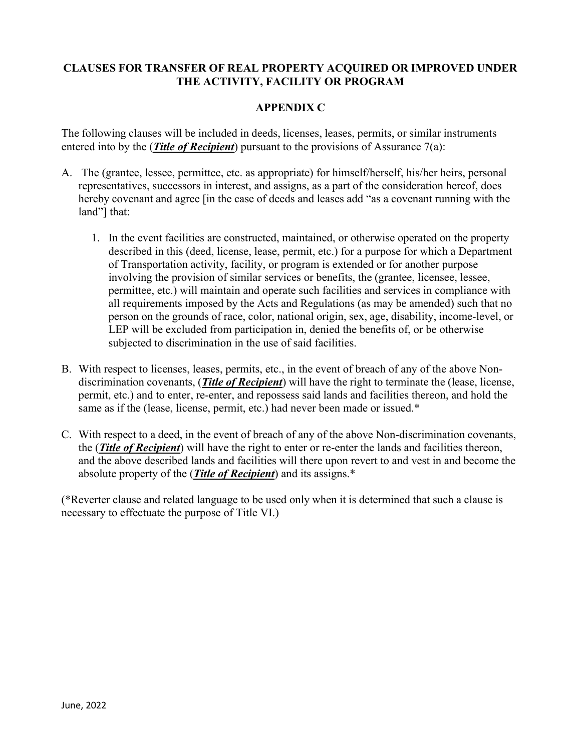**CLAUSES FOR TRANSFER OF REAL PROPERTY ACQUIRED OR IMPROVED UNDER THE ACTIVITY, FACILITY OR PROGRAM**

**APPENDIX C**

The following clauses will be included in deeds, licenses, leases, permits, or similar instruments entered into by the (***Title of Recipient***) pursuant to the provisions of Assurance 7(a):

A. The (grantee, lessee, permittee, etc. as appropriate) for himself/herself, his/her heirs, personal representatives, successors in interest, and assigns, as a part of the consideration hereof, does hereby covenant and agree [in the case of deeds and leases add "as a covenant running with the land"] that:

   1. In the event facilities are constructed, maintained, or otherwise operated on the property described in this (deed, license, lease, permit, etc.) for a purpose for which a Department of Transportation activity, facility, or program is extended or for another purpose involving the provision of similar services or benefits, the (grantee, licensee, lessee, permittee, etc.) will maintain and operate such facilities and services in compliance with all requirements imposed by the Acts and Regulations (as may be amended) such that no person on the grounds of race, color, national origin, sex, age, disability, income-level, or LEP will be excluded from participation in, denied the benefits of, or be otherwise subjected to discrimination in the use of said facilities.

B. With respect to licenses, leases, permits, etc., in the event of breach of any of the above Non-discrimination covenants, (***Title of Recipient***) will have the right to terminate the (lease, license, permit, etc.) and to enter, re-enter, and repossess said lands and facilities thereon, and hold the same as if the (lease, license, permit, etc.) had never been made or issued.*

C. With respect to a deed, in the event of breach of any of the above Non-discrimination covenants, the (***Title of Recipient***) will have the right to enter or re-enter the lands and facilities thereon, and the above described lands and facilities will there upon revert to and vest in and become the absolute property of the (***Title of Recipient***) and its assigns.*

(*Reverter clause and related language to be used only when it is determined that such a clause is necessary to effectuate the purpose of Title VI.)

June, 2022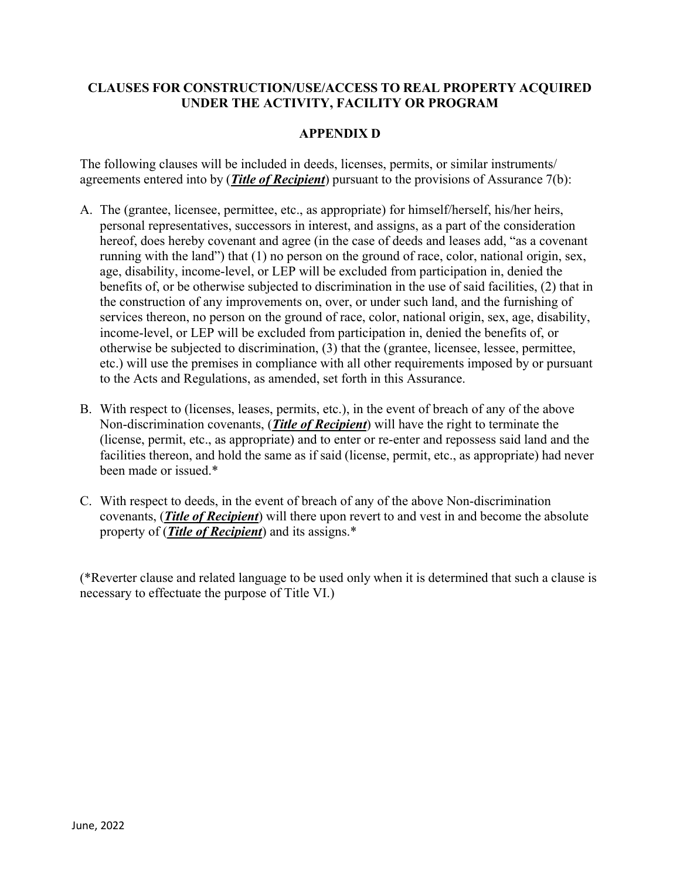## CLAUSES FOR CONSTRUCTION/USE/ACCESS TO REAL PROPERTY ACQUIRED UNDER THE ACTIVITY, FACILITY OR PROGRAM

## APPENDIX D

The following clauses will be included in deeds, licenses, permits, or similar instruments/ agreements entered into by (***Title of Recipient***) pursuant to the provisions of Assurance 7(b):

A. The (grantee, licensee, permittee, etc., as appropriate) for himself/herself, his/her heirs, personal representatives, successors in interest, and assigns, as a part of the consideration hereof, does hereby covenant and agree (in the case of deeds and leases add, "as a covenant running with the land") that (1) no person on the ground of race, color, national origin, sex, age, disability, income-level, or LEP will be excluded from participation in, denied the benefits of, or be otherwise subjected to discrimination in the use of said facilities, (2) that in the construction of any improvements on, over, or under such land, and the furnishing of services thereon, no person on the ground of race, color, national origin, sex, age, disability, income-level, or LEP will be excluded from participation in, denied the benefits of, or otherwise be subjected to discrimination, (3) that the (grantee, licensee, lessee, permittee, etc.) will use the premises in compliance with all other requirements imposed by or pursuant to the Acts and Regulations, as amended, set forth in this Assurance.

B. With respect to (licenses, leases, permits, etc.), in the event of breach of any of the above Non-discrimination covenants, (***Title of Recipient***) will have the right to terminate the (license, permit, etc., as appropriate) and to enter or re-enter and repossess said land and the facilities thereon, and hold the same as if said (license, permit, etc., as appropriate) had never been made or issued.*

C. With respect to deeds, in the event of breach of any of the above Non-discrimination covenants, (***Title of Recipient***) will there upon revert to and vest in and become the absolute property of (***Title of Recipient***) and its assigns.*

(*Reverter clause and related language to be used only when it is determined that such a clause is necessary to effectuate the purpose of Title VI.)

June, 2022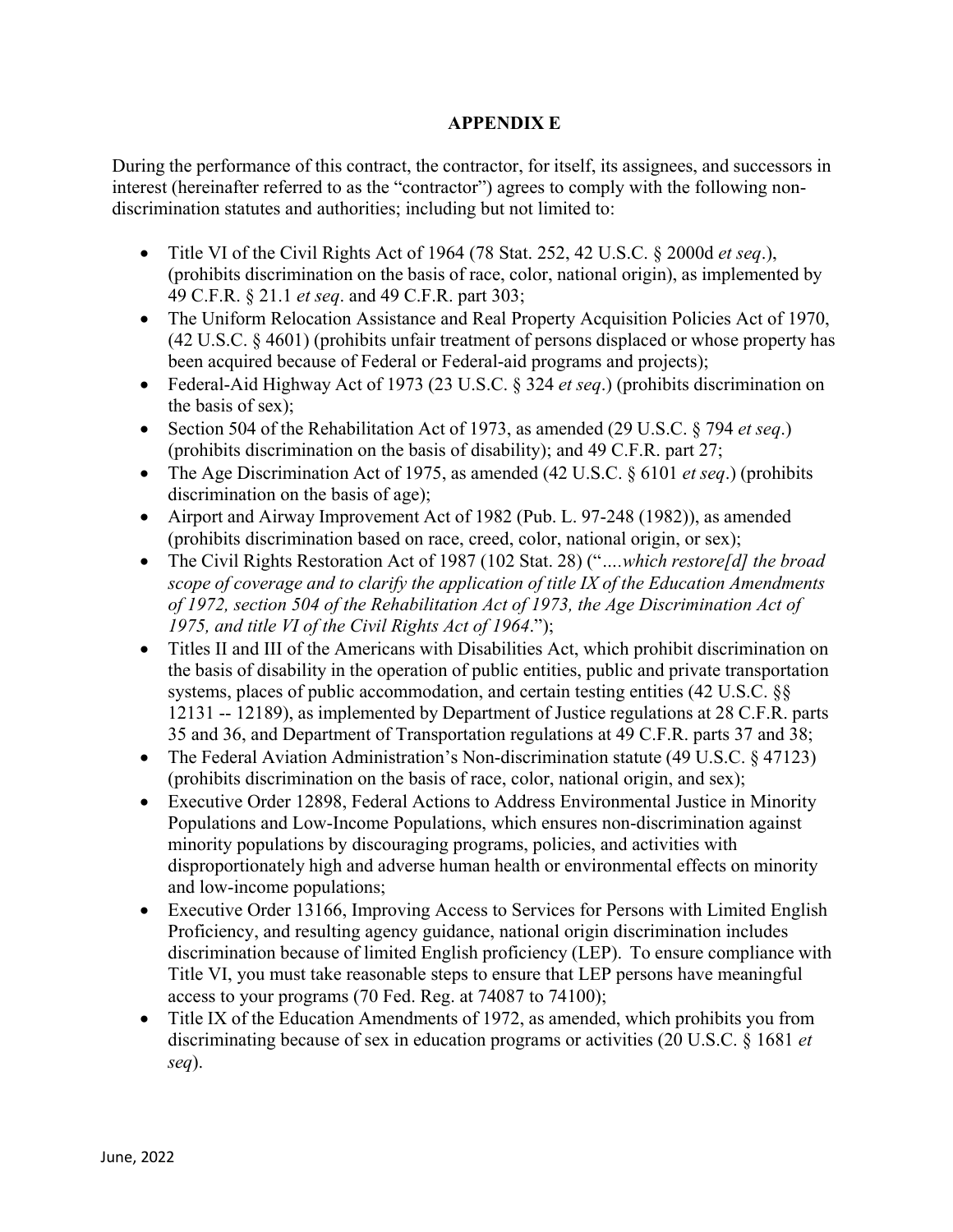## APPENDIX E

During the performance of this contract, the contractor, for itself, its assignees, and successors in interest (hereinafter referred to as the "contractor") agrees to comply with the following non-discrimination statutes and authorities; including but not limited to:

- Title VI of the Civil Rights Act of 1964 (78 Stat. 252, 42 U.S.C. § 2000d *et seq*.), (prohibits discrimination on the basis of race, color, national origin), as implemented by 49 C.F.R. § 21.1 *et seq*. and 49 C.F.R. part 303;
- The Uniform Relocation Assistance and Real Property Acquisition Policies Act of 1970, (42 U.S.C. § 4601) (prohibits unfair treatment of persons displaced or whose property has been acquired because of Federal or Federal-aid programs and projects);
- Federal-Aid Highway Act of 1973 (23 U.S.C. § 324 *et seq*.) (prohibits discrimination on the basis of sex);
- Section 504 of the Rehabilitation Act of 1973, as amended (29 U.S.C. § 794 *et seq*.) (prohibits discrimination on the basis of disability); and 49 C.F.R. part 27;
- The Age Discrimination Act of 1975, as amended (42 U.S.C. § 6101 *et seq*.) (prohibits discrimination on the basis of age);
- Airport and Airway Improvement Act of 1982 (Pub. L. 97-248 (1982)), as amended (prohibits discrimination based on race, creed, color, national origin, or sex);
- The Civil Rights Restoration Act of 1987 (102 Stat. 28) ("*....which restore[d] the broad scope of coverage and to clarify the application of title IX of the Education Amendments of 1972, section 504 of the Rehabilitation Act of 1973, the Age Discrimination Act of 1975, and title VI of the Civil Rights Act of 1964*.");
- Titles II and III of the Americans with Disabilities Act, which prohibit discrimination on the basis of disability in the operation of public entities, public and private transportation systems, places of public accommodation, and certain testing entities (42 U.S.C. §§ 12131 -- 12189), as implemented by Department of Justice regulations at 28 C.F.R. parts 35 and 36, and Department of Transportation regulations at 49 C.F.R. parts 37 and 38;
- The Federal Aviation Administration's Non-discrimination statute (49 U.S.C. § 47123) (prohibits discrimination on the basis of race, color, national origin, and sex);
- Executive Order 12898, Federal Actions to Address Environmental Justice in Minority Populations and Low-Income Populations, which ensures non-discrimination against minority populations by discouraging programs, policies, and activities with disproportionately high and adverse human health or environmental effects on minority and low-income populations;
- Executive Order 13166, Improving Access to Services for Persons with Limited English Proficiency, and resulting agency guidance, national origin discrimination includes discrimination because of limited English proficiency (LEP). To ensure compliance with Title VI, you must take reasonable steps to ensure that LEP persons have meaningful access to your programs (70 Fed. Reg. at 74087 to 74100);
- Title IX of the Education Amendments of 1972, as amended, which prohibits you from discriminating because of sex in education programs or activities (20 U.S.C. § 1681 *et seq*).

June, 2022